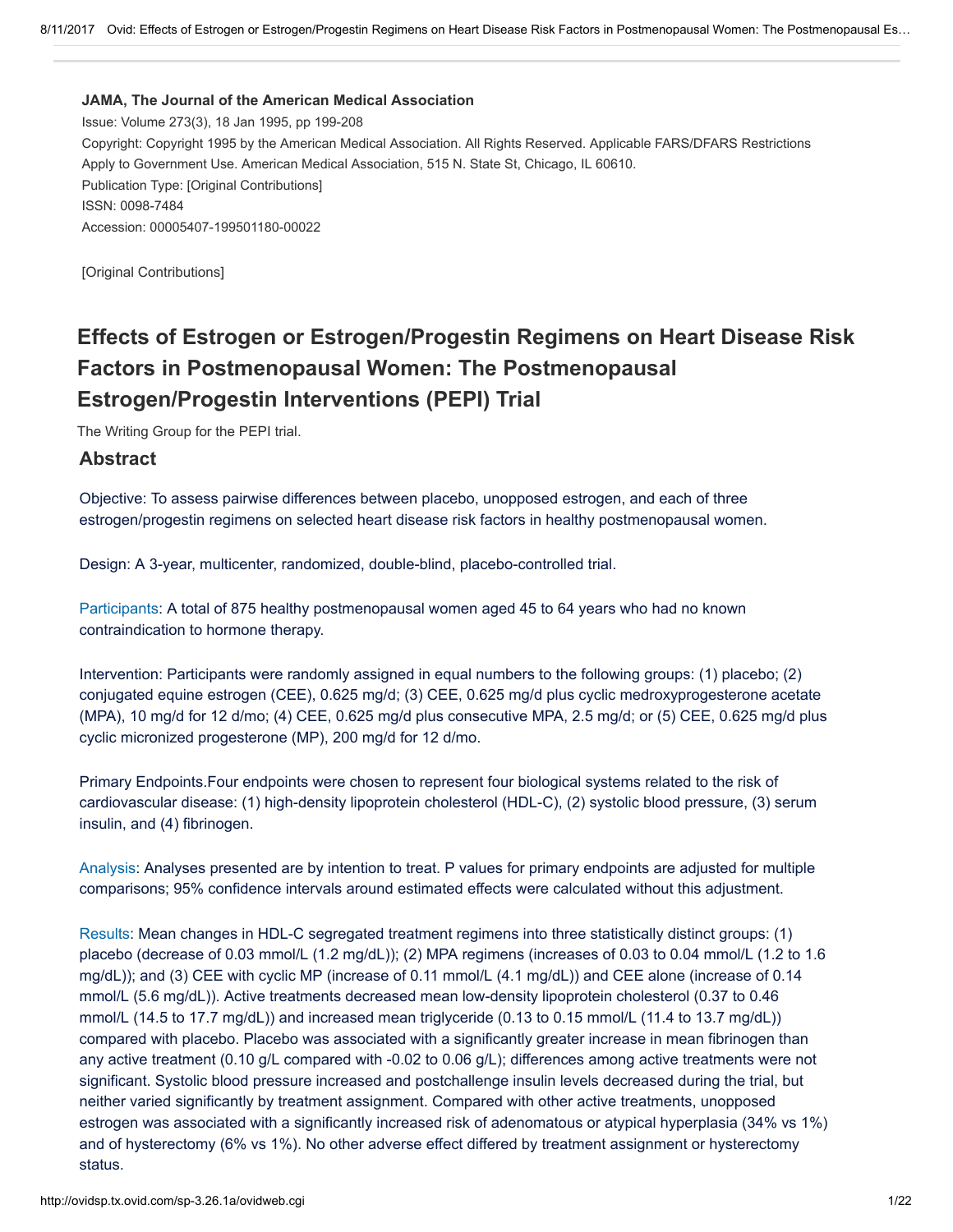**JAMA, The Journal of the American Medical Association**

Issue: Volume 273(3), 18 Jan 1995, pp 199-208

Copyright: Copyright 1995 by the American Medical Association. All Rights Reserved. Applicable FARS/DFARS Restrictions Apply to Government Use. American Medical Association, 515 N. State St, Chicago, IL 60610.

Publication Type: [Original Contributions]

ISSN: 0098-7484

Accession: 00005407-199501180-00022

[Original Contributions]

# Effects of Estrogen or Estrogen/Progestin Regimens on Heart Disease Risk Factors in Postmenopausal Women: The Postmenopausal Estrogen/Progestin Interventions (PEPI) Trial

The Writing Group for the PEPI trial.

## Abstract

Objective: To assess pairwise differences between placebo, unopposed estrogen, and each of three estrogen/progestin regimens on selected heart disease risk factors in healthy postmenopausal women.

Design: A 3-year, multicenter, randomized, double-blind, placebo-controlled trial.

Participants: A total of 875 healthy postmenopausal women aged 45 to 64 years who had no known contraindication to hormone therapy.

Intervention: Participants were randomly assigned in equal numbers to the following groups: (1) placebo; (2) conjugated equine estrogen (CEE), 0.625 mg/d; (3) CEE, 0.625 mg/d plus cyclic medroxyprogesterone acetate (MPA), 10 mg/d for 12 d/mo; (4) CEE, 0.625 mg/d plus consecutive MPA, 2.5 mg/d; or (5) CEE, 0.625 mg/d plus cyclic micronized progesterone (MP), 200 mg/d for 12 d/mo.

Primary Endpoints.Four endpoints were chosen to represent four biological systems related to the risk of cardiovascular disease: (1) high-density lipoprotein cholesterol (HDL-C), (2) systolic blood pressure, (3) serum insulin, and (4) fibrinogen.

Analysis: Analyses presented are by intention to treat. P values for primary endpoints are adjusted for multiple comparisons; 95% confidence intervals around estimated effects were calculated without this adjustment.

Results: Mean changes in HDL-C segregated treatment regimens into three statistically distinct groups: (1) placebo (decrease of 0.03 mmol/L (1.2 mg/dL)); (2) MPA regimens (increases of 0.03 to 0.04 mmol/L (1.2 to 1.6 mg/dL)); and (3) CEE with cyclic MP (increase of 0.11 mmol/L (4.1 mg/dL)) and CEE alone (increase of 0.14 mmol/L (5.6 mg/dL)). Active treatments decreased mean low-density lipoprotein cholesterol (0.37 to 0.46 mmol/L (14.5 to 17.7 mg/dL)) and increased mean triglyceride (0.13 to 0.15 mmol/L (11.4 to 13.7 mg/dL)) compared with placebo. Placebo was associated with a significantly greater increase in mean fibrinogen than any active treatment (0.10 g/L compared with -0.02 to 0.06 g/L); differences among active treatments were not significant. Systolic blood pressure increased and postchallenge insulin levels decreased during the trial, but neither varied significantly by treatment assignment. Compared with other active treatments, unopposed estrogen was associated with a significantly increased risk of adenomatous or atypical hyperplasia (34% vs 1%) and of hysterectomy (6% vs 1%). No other adverse effect differed by treatment assignment or hysterectomy status.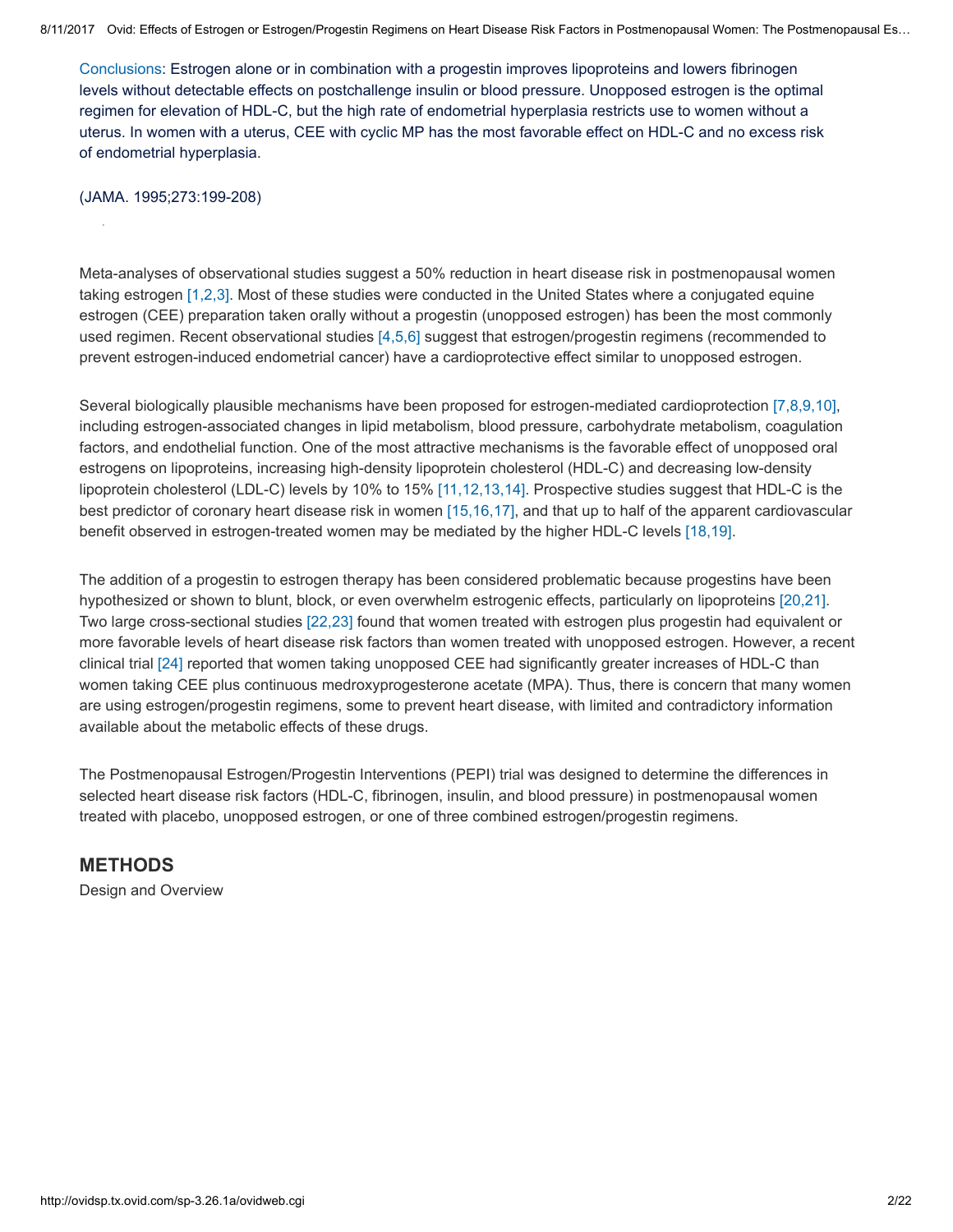Conclusions: Estrogen alone or in combination with a progestin improves lipoproteins and lowers fibrinogen levels without detectable effects on postchallenge insulin or blood pressure. Unopposed estrogen is the optimal regimen for elevation of HDL-C, but the high rate of endometrial hyperplasia restricts use to women without a uterus. In women with a uterus, CEE with cyclic MP has the most favorable effect on HDL-C and no excess risk of endometrial hyperplasia.

(JAMA. 1995;273:199-208)

Meta-analyses of observational studies suggest a 50% reduction in heart disease risk in postmenopausal women taking estrogen [1,2,3]. Most of these studies were conducted in the United States where a conjugated equine estrogen (CEE) preparation taken orally without a progestin (unopposed estrogen) has been the most commonly used regimen. Recent observational studies [4,5,6] suggest that estrogen/progestin regimens (recommended to prevent estrogen-induced endometrial cancer) have a cardioprotective effect similar to unopposed estrogen.

Several biologically plausible mechanisms have been proposed for estrogen-mediated cardioprotection [7,8,9,10], including estrogen-associated changes in lipid metabolism, blood pressure, carbohydrate metabolism, coagulation factors, and endothelial function. One of the most attractive mechanisms is the favorable effect of unopposed oral estrogens on lipoproteins, increasing high-density lipoprotein cholesterol (HDL-C) and decreasing low-density lipoprotein cholesterol (LDL-C) levels by 10% to 15% [11,12,13,14]. Prospective studies suggest that HDL-C is the best predictor of coronary heart disease risk in women [15,16,17], and that up to half of the apparent cardiovascular benefit observed in estrogen-treated women may be mediated by the higher HDL-C levels [18,19].

The addition of a progestin to estrogen therapy has been considered problematic because progestins have been hypothesized or shown to blunt, block, or even overwhelm estrogenic effects, particularly on lipoproteins [20,21]. Two large cross-sectional studies [22,23] found that women treated with estrogen plus progestin had equivalent or more favorable levels of heart disease risk factors than women treated with unopposed estrogen. However, a recent clinical trial [24] reported that women taking unopposed CEE had significantly greater increases of HDL-C than women taking CEE plus continuous medroxyprogesterone acetate (MPA). Thus, there is concern that many women are using estrogen/progestin regimens, some to prevent heart disease, with limited and contradictory information available about the metabolic effects of these drugs.

The Postmenopausal Estrogen/Progestin Interventions (PEPI) trial was designed to determine the differences in selected heart disease risk factors (HDL-C, fibrinogen, insulin, and blood pressure) in postmenopausal women treated with placebo, unopposed estrogen, or one of three combined estrogen/progestin regimens.

## METHODS

### Design and Overview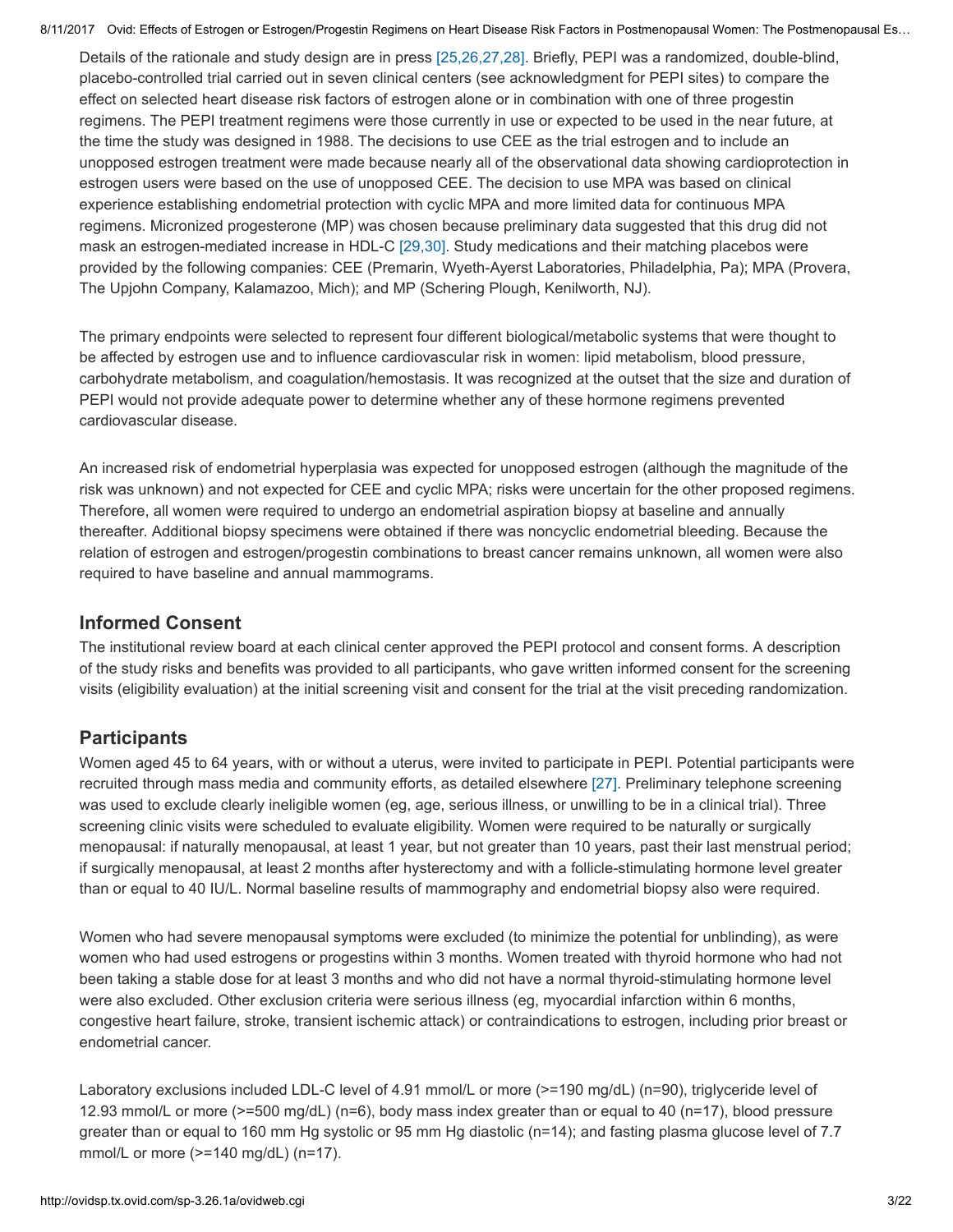Details of the rationale and study design are in press [25,26,27,28]. Briefly, PEPI was a randomized, double-blind, placebo-controlled trial carried out in seven clinical centers (see acknowledgment for PEPI sites) to compare the effect on selected heart disease risk factors of estrogen alone or in combination with one of three progestin regimens. The PEPI treatment regimens were those currently in use or expected to be used in the near future, at the time the study was designed in 1988. The decisions to use CEE as the trial estrogen and to include an unopposed estrogen treatment were made because nearly all of the observational data showing cardioprotection in estrogen users were based on the use of unopposed CEE. The decision to use MPA was based on clinical experience establishing endometrial protection with cyclic MPA and more limited data for continuous MPA regimens. Micronized progesterone (MP) was chosen because preliminary data suggested that this drug did not mask an estrogen-mediated increase in HDL-C [29,30]. Study medications and their matching placebos were provided by the following companies: CEE (Premarin, Wyeth-Ayerst Laboratories, Philadelphia, Pa); MPA (Provera, The Upjohn Company, Kalamazoo, Mich); and MP (Schering Plough, Kenilworth, NJ).

The primary endpoints were selected to represent four different biological/metabolic systems that were thought to be affected by estrogen use and to influence cardiovascular risk in women: lipid metabolism, blood pressure, carbohydrate metabolism, and coagulation/hemostasis. It was recognized at the outset that the size and duration of PEPI would not provide adequate power to determine whether any of these hormone regimens prevented cardiovascular disease.

An increased risk of endometrial hyperplasia was expected for unopposed estrogen (although the magnitude of the risk was unknown) and not expected for CEE and cyclic MPA; risks were uncertain for the other proposed regimens. Therefore, all women were required to undergo an endometrial aspiration biopsy at baseline and annually thereafter. Additional biopsy specimens were obtained if there was noncyclic endometrial bleeding. Because the relation of estrogen and estrogen/progestin combinations to breast cancer remains unknown, all women were also required to have baseline and annual mammograms.

## Informed Consent

The institutional review board at each clinical center approved the PEPI protocol and consent forms. A description of the study risks and benefits was provided to all participants, who gave written informed consent for the screening visits (eligibility evaluation) at the initial screening visit and consent for the trial at the visit preceding randomization.

## Participants

Women aged 45 to 64 years, with or without a uterus, were invited to participate in PEPI. Potential participants were recruited through mass media and community efforts, as detailed elsewhere [27]. Preliminary telephone screening was used to exclude clearly ineligible women (eg, age, serious illness, or unwilling to be in a clinical trial). Three screening clinic visits were scheduled to evaluate eligibility. Women were required to be naturally or surgically menopausal: if naturally menopausal, at least 1 year, but not greater than 10 years, past their last menstrual period; if surgically menopausal, at least 2 months after hysterectomy and with a follicle-stimulating hormone level greater than or equal to 40 IU/L. Normal baseline results of mammography and endometrial biopsy also were required.

Women who had severe menopausal symptoms were excluded (to minimize the potential for unblinding), as were women who had used estrogens or progestins within 3 months. Women treated with thyroid hormone who had not been taking a stable dose for at least 3 months and who did not have a normal thyroid-stimulating hormone level were also excluded. Other exclusion criteria were serious illness (eg, myocardial infarction within 6 months, congestive heart failure, stroke, transient ischemic attack) or contraindications to estrogen, including prior breast or endometrial cancer.

Laboratory exclusions included LDL-C level of 4.91 mmol/L or more (>=190 mg/dL) (n=90), triglyceride level of 12.93 mmol/L or more (>=500 mg/dL) (n=6), body mass index greater than or equal to 40 (n=17), blood pressure greater than or equal to 160 mm Hg systolic or 95 mm Hg diastolic (n=14); and fasting plasma glucose level of 7.7 mmol/L or more (>=140 mg/dL) (n=17).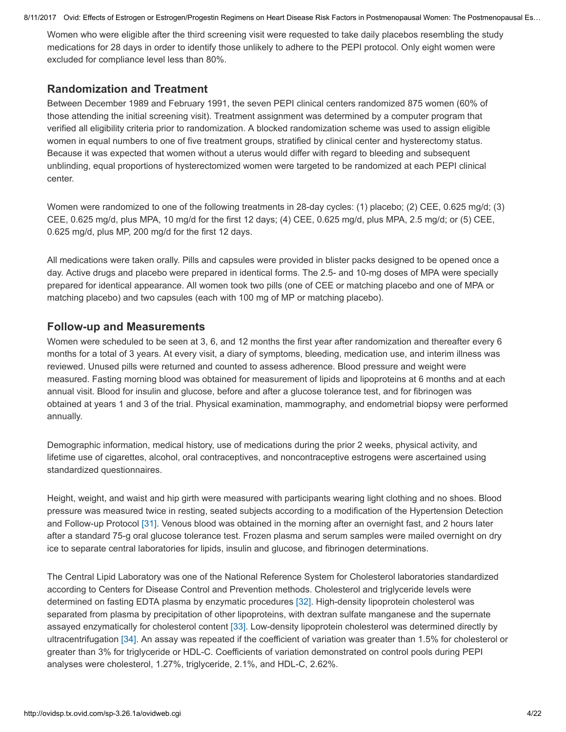Women who were eligible after the third screening visit were requested to take daily placebos resembling the study medications for 28 days in order to identify those unlikely to adhere to the PEPI protocol. Only eight women were excluded for compliance level less than 80%.

## Randomization and Treatment

Between December 1989 and February 1991, the seven PEPI clinical centers randomized 875 women (60% of those attending the initial screening visit). Treatment assignment was determined by a computer program that verified all eligibility criteria prior to randomization. A blocked randomization scheme was used to assign eligible women in equal numbers to one of five treatment groups, stratified by clinical center and hysterectomy status. Because it was expected that women without a uterus would differ with regard to bleeding and subsequent unblinding, equal proportions of hysterectomized women were targeted to be randomized at each PEPI clinical center.

Women were randomized to one of the following treatments in 28-day cycles: (1) placebo; (2) CEE, 0.625 mg/d; (3) CEE, 0.625 mg/d, plus MPA, 10 mg/d for the first 12 days; (4) CEE, 0.625 mg/d, plus MPA, 2.5 mg/d; or (5) CEE, 0.625 mg/d, plus MP, 200 mg/d for the first 12 days.

All medications were taken orally. Pills and capsules were provided in blister packs designed to be opened once a day. Active drugs and placebo were prepared in identical forms. The 2.5- and 10-mg doses of MPA were specially prepared for identical appearance. All women took two pills (one of CEE or matching placebo and one of MPA or matching placebo) and two capsules (each with 100 mg of MP or matching placebo).

## Follow-up and Measurements

Women were scheduled to be seen at 3, 6, and 12 months the first year after randomization and thereafter every 6 months for a total of 3 years. At every visit, a diary of symptoms, bleeding, medication use, and interim illness was reviewed. Unused pills were returned and counted to assess adherence. Blood pressure and weight were measured. Fasting morning blood was obtained for measurement of lipids and lipoproteins at 6 months and at each annual visit. Blood for insulin and glucose, before and after a glucose tolerance test, and for fibrinogen was obtained at years 1 and 3 of the trial. Physical examination, mammography, and endometrial biopsy were performed annually.

Demographic information, medical history, use of medications during the prior 2 weeks, physical activity, and lifetime use of cigarettes, alcohol, oral contraceptives, and noncontraceptive estrogens were ascertained using standardized questionnaires.

Height, weight, and waist and hip girth were measured with participants wearing light clothing and no shoes. Blood pressure was measured twice in resting, seated subjects according to a modification of the Hypertension Detection and Follow-up Protocol [31]. Venous blood was obtained in the morning after an overnight fast, and 2 hours later after a standard 75-g oral glucose tolerance test. Frozen plasma and serum samples were mailed overnight on dry ice to separate central laboratories for lipids, insulin and glucose, and fibrinogen determinations.

The Central Lipid Laboratory was one of the National Reference System for Cholesterol laboratories standardized according to Centers for Disease Control and Prevention methods. Cholesterol and triglyceride levels were determined on fasting EDTA plasma by enzymatic procedures [32]. High-density lipoprotein cholesterol was separated from plasma by precipitation of other lipoproteins, with dextran sulfate manganese and the supernate assayed enzymatically for cholesterol content [33]. Low-density lipoprotein cholesterol was determined directly by ultracentrifugation [34]. An assay was repeated if the coefficient of variation was greater than 1.5% for cholesterol or greater than 3% for triglyceride or HDL-C. Coefficients of variation demonstrated on control pools during PEPI analyses were cholesterol, 1.27%, triglyceride, 2.1%, and HDL-C, 2.62%.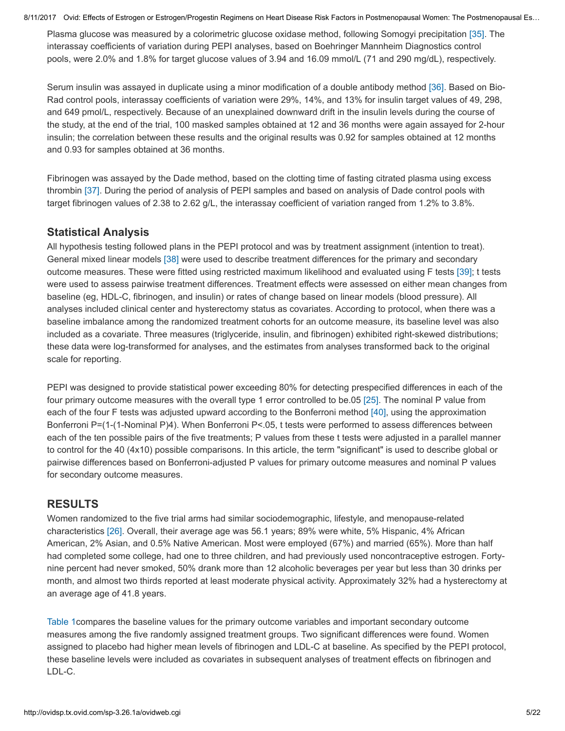Plasma glucose was measured by a colorimetric glucose oxidase method, following Somogyi precipitation [35]. The interassay coefficients of variation during PEPI analyses, based on Boehringer Mannheim Diagnostics control pools, were 2.0% and 1.8% for target glucose values of 3.94 and 16.09 mmol/L (71 and 290 mg/dL), respectively.

Serum insulin was assayed in duplicate using a minor modification of a double antibody method [36]. Based on Bio-Rad control pools, interassay coefficients of variation were 29%, 14%, and 13% for insulin target values of 49, 298, and 649 pmol/L, respectively. Because of an unexplained downward drift in the insulin levels during the course of the study, at the end of the trial, 100 masked samples obtained at 12 and 36 months were again assayed for 2-hour insulin; the correlation between these results and the original results was 0.92 for samples obtained at 12 months and 0.93 for samples obtained at 36 months.

Fibrinogen was assayed by the Dade method, based on the clotting time of fasting citrated plasma using excess thrombin [37]. During the period of analysis of PEPI samples and based on analysis of Dade control pools with target fibrinogen values of 2.38 to 2.62 g/L, the interassay coefficient of variation ranged from 1.2% to 3.8%.

## Statistical Analysis

All hypothesis testing followed plans in the PEPI protocol and was by treatment assignment (intention to treat). General mixed linear models [38] were used to describe treatment differences for the primary and secondary outcome measures. These were fitted using restricted maximum likelihood and evaluated using F tests [39]; t tests were used to assess pairwise treatment differences. Treatment effects were assessed on either mean changes from baseline (eg, HDL-C, fibrinogen, and insulin) or rates of change based on linear models (blood pressure). All analyses included clinical center and hysterectomy status as covariates. According to protocol, when there was a baseline imbalance among the randomized treatment cohorts for an outcome measure, its baseline level was also included as a covariate. Three measures (triglyceride, insulin, and fibrinogen) exhibited right-skewed distributions; these data were log-transformed for analyses, and the estimates from analyses transformed back to the original scale for reporting.

PEPI was designed to provide statistical power exceeding 80% for detecting prespecified differences in each of the four primary outcome measures with the overall type 1 error controlled to be.05 [25]. The nominal P value from each of the four F tests was adjusted upward according to the Bonferroni method [40], using the approximation Bonferroni $P=(1-(1-\text{Nominal } P)^4)$. When Bonferroni $P<.05$, t tests were performed to assess differences between each of the ten possible pairs of the five treatments; P values from these t tests were adjusted in a parallel manner to control for the 40 (4x10) possible comparisons. In this article, the term "significant" is used to describe global or pairwise differences based on Bonferroni-adjusted P values for primary outcome measures and nominal P values for secondary outcome measures.

## RESULTS

Women randomized to the five trial arms had similar sociodemographic, lifestyle, and menopause-related characteristics [26]. Overall, their average age was 56.1 years; 89% were white, 5% Hispanic, 4% African American, 2% Asian, and 0.5% Native American. Most were employed (67%) and married (65%). More than half had completed some college, had one to three children, and had previously used noncontraceptive estrogen. Forty-nine percent had never smoked, 50% drank more than 12 alcoholic beverages per year but less than 30 drinks per month, and almost two thirds reported at least moderate physical activity. Approximately 32% had a hysterectomy at an average age of 41.8 years.

Table 1compares the baseline values for the primary outcome variables and important secondary outcome measures among the five randomly assigned treatment groups. Two significant differences were found. Women assigned to placebo had higher mean levels of fibrinogen and LDL-C at baseline. As specified by the PEPI protocol, these baseline levels were included as covariates in subsequent analyses of treatment effects on fibrinogen and LDL-C.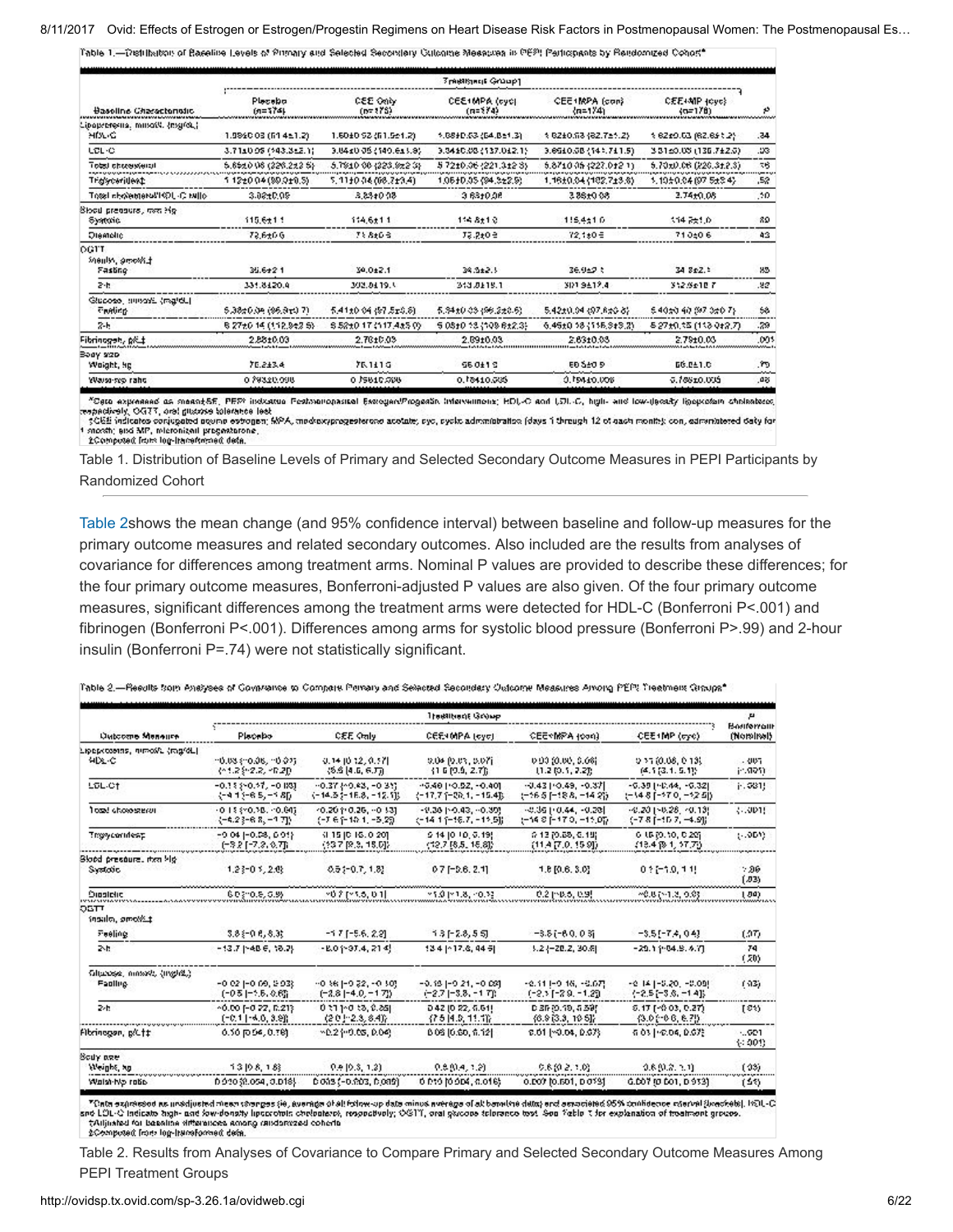Table 1.—Distribution of Baseline Levels of Primary and Selected Secondary Outcome Measures in PEPI Participants by Randomized Cohort*

| Baseline Characteristic | Treatment Group† | | | | | P |
|---|---|---|---|---|---|---|
| | Placebo (n=174) | CEE Only (n=175) | CEE+MPA (cyc) (n=174) | CEE+MPA (con) (n=174) | CEE+MP (cyc) (n=178) | |
| Lipoproteins, mmol/L (mg/dL) | | | | | | |
| HDL-C | 1.59±0.03 (61.4±1.2) | 1.60±0.03 (61.5±1.2) | 1.58±0.03 (64.8±1.3) | 1.62±0.03 (62.7±1.2) | 1.62±0.03 (62.6±1.2) | .34 |
| LDL-C | 3.71±0.05 (143.3±2.1) | 3.64±0.05 (140.6±1.9) | 3.54±0.05 (137.0±2.1) | 3.66±0.05 (141.7±1.5) | 3.51±0.05 (135.7±2.0) | .03 |
| Total cholesterol | 5.85±0.06 (226.2±2.5) | 5.78±0.06 (223.5±2.3) | 5.72±0.06 (221.3±2.3) | 5.87±0.06 (227.0±2.1) | 5.70±0.06 (220.3±2.3) | .16 |
| Triglycerides‡ | 1.12±0.04 (99.0±0.5) | 1.11±0.04 (98.7±3.4) | 1.06±0.05 (94.3±2.9) | 1.16±0.04 (102.7±3.6) | 1.10±0.04 (97.5±3.4) | .52 |
| Total cholesterol/HDL-C ratio | 3.92±0.05 | 3.83±0.08 | 3.63±0.08 | 3.88±0.08 | 3.74±0.08 | .10 |
| Blood pressure, mm Hg | | | | | | |
| Systolic | 115.6±1.1 | 114.6±1.1 | 114.8±1.0 | 115.4±1.0 | 114.7±1.0 | .80 |
| Diastolic | 72.6±0.6 | 71.8±0.6 | 72.2±0.6 | 72.1±0.6 | 71.0±0.6 | .43 |
| OGTT | | | | | | |
| Insulin, pmol/L‡ | | | | | | |
| Fasting | 35.6±2.1 | 34.0±2.1 | 34.3±2.1 | 36.9±2.1 | 34.8±2.1 | .85 |
| 2-h | 331.8±20.4 | 302.8±19.1 | 313.0±19.1 | 301.9±17.4 | 312.6±18.7 | .82 |
| Glucose, mmol/L (mg/dL) | | | | | | |
| Fasting | 5.38±0.04 (96.9±0.7) | 5.41±0.04 (97.5±0.8) | 5.34±0.03 (96.2±0.6) | 5.42±0.04 (97.6±0.8) | 5.40±0.40 (97.3±0.7) | .58 |
| 2-h | 6.27±0.14 (112.9±2.5) | 6.52±0.17 (117.4±3.0) | 6.08±0.13 (109.6±2.3) | 6.46±0.18 (116.3±3.2) | 6.27±0.15 (113.0±2.7) | .29 |
| Fibrinogen, g/L‡ | 2.88±0.03 | 2.78±0.03 | 2.89±0.03 | 2.83±0.03 | 2.79±0.03 | .001 |
| Body size | | | | | | |
| Weight, kg | 70.2±3.4 | 70.1±1.0 | 66.0±1.0 | 69.5±0.9 | 66.0±1.0 | .70 |
| Waist-hip ratio | 0.793±0.005 | 0.756±0.005 | 0.784±0.005 | 0.784±0.005 | 0.788±0.005 | .08 |

*Data expressed as mean±SE. PEPI indicates Postmenopausal Estrogen/Progestin Interventions; HDL-C and LDL-C, high- and low-density lipoprotein cholesterol, respectively; OGTT, oral glucose tolerance test.
†CEE indicates conjugated equine estrogen; MPA, medroxyprogesterone acetate; cyc, cyclic administration (days 1 through 12 of each month); con, administered daily for 1 month; and MP, micronized progesterone.
‡Computed from log-transformed data.

Table 1. Distribution of Baseline Levels of Primary and Selected Secondary Outcome Measures in PEPI Participants by Randomized Cohort

Table 2shows the mean change (and 95% confidence interval) between baseline and follow-up measures for the primary outcome measures and related secondary outcomes. Also included are the results from analyses of covariance for differences among treatment arms. Nominal P values are provided to describe these differences; for the four primary outcome measures, Bonferroni-adjusted P values are also given. Of the four primary outcome measures, significant differences among the treatment arms were detected for HDL-C (Bonferroni P<.001) and fibrinogen (Bonferroni P<.001). Differences among arms for systolic blood pressure (Bonferroni P>.99) and 2-hour insulin (Bonferroni P=.74) were not statistically significant.

Table 2.—Results from Analyses of Covariance to Compare Primary and Selected Secondary Outcome Measures Among PEPI Treatment Groups*

| Outcome Measure | Treatment Group | | | | | P Bonferroni (Nominal) |
|---|---|---|---|---|---|---|
| | Placebo | CEE Only | CEE+MPA (cyc) | CEE+MPA (con) | CEE+MP (cyc) | |
| Lipoproteins, mmol/L (mg/dL) | | | | | | |
| HDL-C | −0.03 (−0.06, −0.01) (−1.2 [−2.2, −0.2]) | 0.14 (0.12, 0.17) (5.6 [4.5, 6.7]) | 0.04 (0.01, 0.07) (1.6 [0.5, 2.7]) | 0.03 (0.00, 0.06) (1.2 [0.1, 2.2]) | 0.11 (0.08, 0.13) (4.1 [3.1, 5.1]) | <.001 (<.001) |
| LDL-C† | −0.11 (−0.17, −0.05) (−4.1 [−6.5, −1.8]) | −0.37 (−0.43, −0.31) (−14.5 [−16.8, −12.1]) | −0.46 (−0.52, −0.40) (−17.7 [−20.1, −15.4]) | −0.43 (−0.49, −0.37) (−16.5 [−18.8, −14.2]) | −0.38 (−0.44, −0.32) (−14.8 [−17.0, −12.5]) | (<.001) |
| Total cholesterol | −0.11 (−0.18, −0.04) (−4.2 [−6.8, −1.7]) | −0.20 (−0.26, −0.13) (−7.6 [−10.1, −5.2]) | −0.36 (−0.43, −0.30) (−14.1 [−16.7, −11.5]) | −0.36 (−0.44, −0.28) (−14.0 [−17.0, −11.0]) | −0.20 (−0.28, −0.13) (−7.8 [−10.7, −4.9]) | (<.001) |
| Triglycerides‡ | −0.04 (−0.08, 0.01) (−3.2 [−7.3, 0.7]) | 0.15 (0.10, 0.20) (13.7 [9.3, 18.0]) | 0.14 (0.10, 0.19) (12.7 [8.5, 16.8]) | 0.13 (0.08, 0.18) (11.4 [7.0, 15.9]) | 0.15 (0.10, 0.20) (13.4 [9.1, 17.7]) | (<.001) |
| Blood pressure, mm Hg | | | | | | |
| Systolic | 1.2 (−0.1, 2.6) | 0.5 (−0.7, 1.8) | 0.7 (−0.6, 2.1) | 1.8 (0.6, 3.0) | 0.1 (−1.0, 1.1) | >.99 (.33) |
| Diastolic | 0.0 (−0.6, 0.6) | −0.7 (−1.5, 0.1) | −1.0 (−1.8, −0.3) | 0.2 (−0.5, 0.9) | −0.6 (−1.3, 0.0) | (.04) |
| OGTT | | | | | | |
| Insulin, pmol/L‡ | | | | | | |
| Fasting | 3.8 (−0.6, 8.3) | −1.7 (−5.6, 2.2) | 1.3 (−2.8, 5.5) | −3.5 (−8.0, 0.9) | −3.5 (−7.4, 0.4) | (.07) |
| 2-h | −13.7 (−40.6, 13.2) | −8.0 (−37.4, 21.4) | 13.4 (−17.8, 44.5) | 1.2 (−28.2, 30.6) | −20.1 (−64.8, 4.7) | .74 (.20) |
| Glucose, mmol/L (mg/dL) | | | | | | |
| Fasting | −0.02 (−0.09, 0.03) (−0.5 [−1.5, 0.6]) | −0.16 (−0.22, −0.10) (−2.8 [−4.0, −1.7]) | −0.15 (−0.21, −0.09) (−2.7 [−3.8, −1.7]) | −0.11 (−0.16, −0.07) (−2.1 [−2.9, −1.2]) | −0.14 (−0.20, −0.09) (−2.5 [−3.6, −1.4]) | (.03) |
| 2-h | −0.00 (−0.22, 0.21) (−0.1 [−4.0, 3.8]) | 0.11 (−0.13, 0.35) (2.0 [−2.3, 6.4]) | 0.42 (0.22, 0.61) (7.5 [4.0, 11.1]) | 0.38 (0.19, 0.58) (6.9 [3.3, 10.5]) | 0.17 (−0.03, 0.37) (3.0 [−0.6, 6.7]) | (.01) |
| Fibrinogen, g/L†‡ | 0.10 (0.04, 0.16) | −0.2 (−0.08, 0.04) | 0.06 (0.00, 0.12) | 0.01 (−0.04, 0.07) | 0.01 (−0.04, 0.07) | <.001 (<.001) |
| Body size | | | | | | |
| Weight, kg | 1.3 (0.8, 1.8) | 0.4 (0.3, 1.2) | 0.8 (0.4, 1.2) | 0.6 (0.2, 1.0) | 0.6 (0.2, 1.1) | (.03) |
| Waist-hip ratio | 0.010 (0.004, 0.016) | 0.003 (−0.003, 0.009) | 0.010 (0.004, 0.016) | 0.007 (0.001, 0.013) | 0.007 (0.001, 0.013) | (.51) |

*Data expressed as unadjusted mean changes (ie, average of all follow-up data minus average of all baseline data) and associated 95% confidence interval (brackets). HDL-C and LDL-C indicate high- and low-density lipoprotein cholesterol, respectively; OGTT, oral glucose tolerance test. See Table 1 for explanation of treatment groups.
†Adjusted for baseline differences among randomized cohorts.
‡Computed from log-transformed data.

Table 2. Results from Analyses of Covariance to Compare Primary and Selected Secondary Outcome Measures Among PEPI Treatment Groups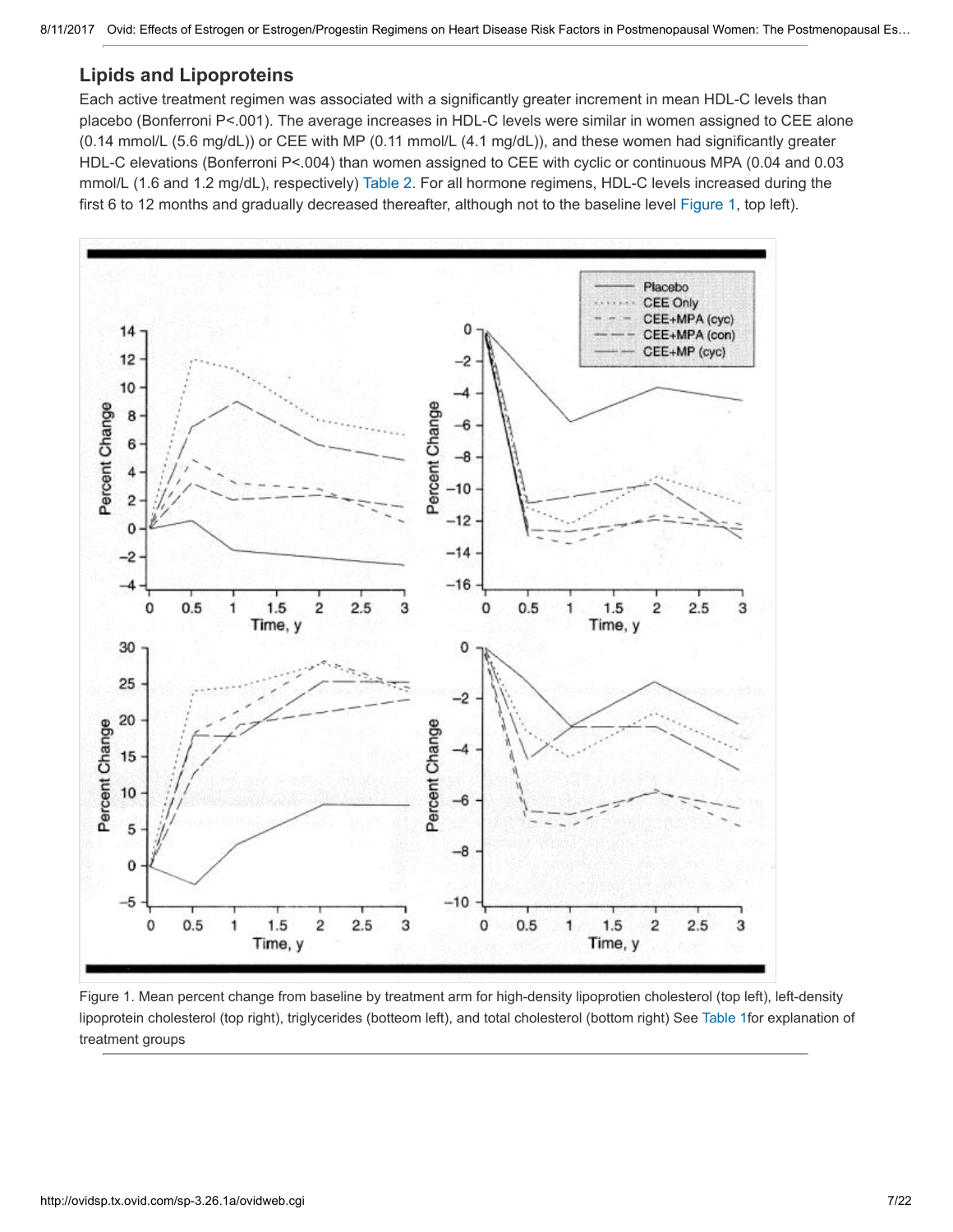## Lipids and Lipoproteins

Each active treatment regimen was associated with a significantly greater increment in mean HDL-C levels than placebo (Bonferroni P<.001). The average increases in HDL-C levels were similar in women assigned to CEE alone (0.14 mmol/L (5.6 mg/dL)) or CEE with MP (0.11 mmol/L (4.1 mg/dL)), and these women had significantly greater HDL-C elevations (Bonferroni P<.004) than women assigned to CEE with cyclic or continuous MPA (0.04 and 0.03 mmol/L (1.6 and 1.2 mg/dL), respectively) Table 2. For all hormone regimens, HDL-C levels increased during the first 6 to 12 months and gradually decreased thereafter, although not to the baseline level Figure 1, top left).

Figure 1. Mean percent change from baseline by treatment arm for high-density lipoprotien cholesterol (top left), left-density lipoprotein cholesterol (top right), triglycerides (botteom left), and total cholesterol (bottom right) See Table 1for explanation of treatment groups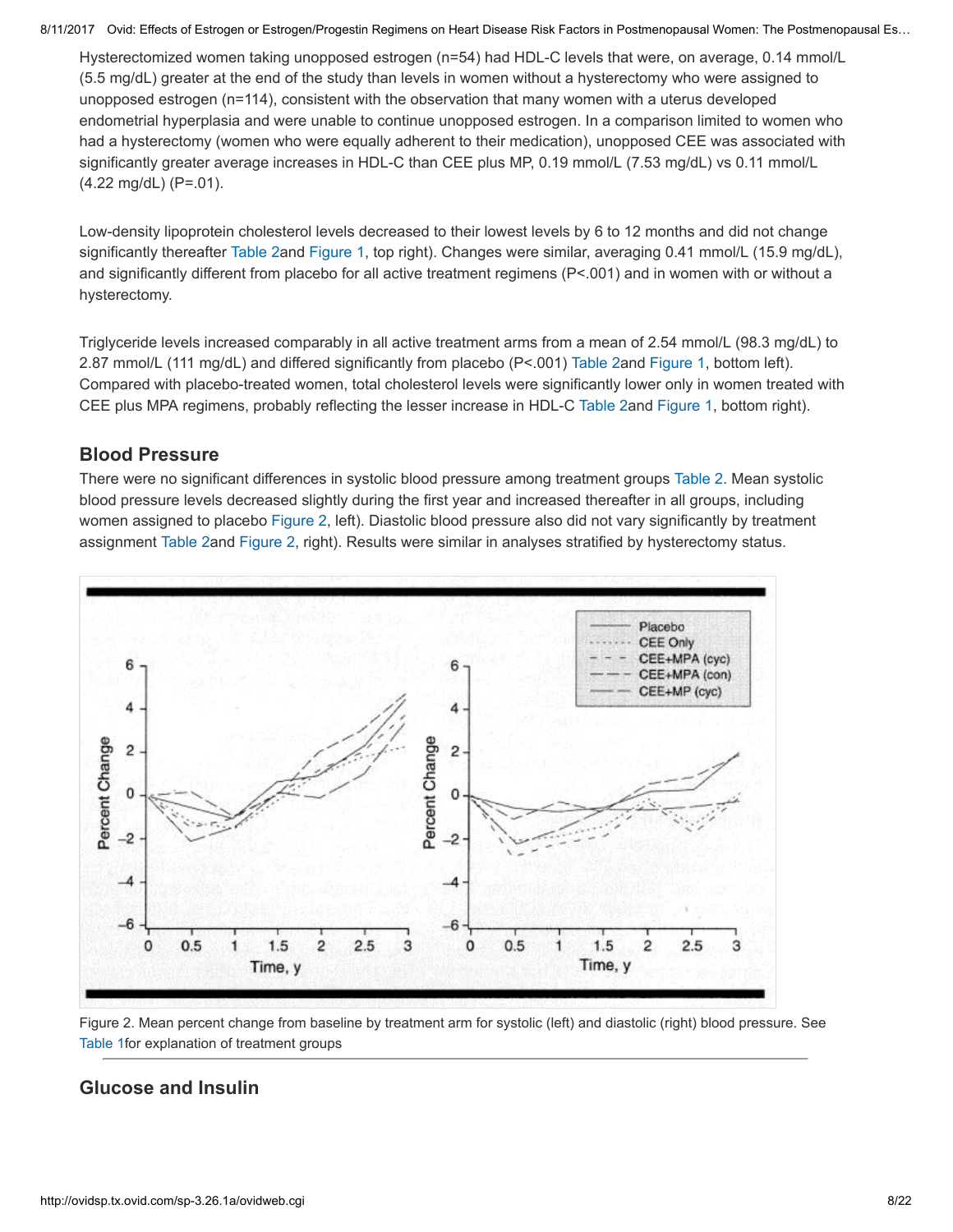Hysterectomized women taking unopposed estrogen (n=54) had HDL-C levels that were, on average, 0.14 mmol/L (5.5 mg/dL) greater at the end of the study than levels in women without a hysterectomy who were assigned to unopposed estrogen (n=114), consistent with the observation that many women with a uterus developed endometrial hyperplasia and were unable to continue unopposed estrogen. In a comparison limited to women who had a hysterectomy (women who were equally adherent to their medication), unopposed CEE was associated with significantly greater average increases in HDL-C than CEE plus MP, 0.19 mmol/L (7.53 mg/dL) vs 0.11 mmol/L (4.22 mg/dL) (P=.01).

Low-density lipoprotein cholesterol levels decreased to their lowest levels by 6 to 12 months and did not change significantly thereafter Table 2and Figure 1, top right). Changes were similar, averaging 0.41 mmol/L (15.9 mg/dL), and significantly different from placebo for all active treatment regimens (P<.001) and in women with or without a hysterectomy.

Triglyceride levels increased comparably in all active treatment arms from a mean of 2.54 mmol/L (98.3 mg/dL) to 2.87 mmol/L (111 mg/dL) and differed significantly from placebo (P<.001) Table 2and Figure 1, bottom left). Compared with placebo-treated women, total cholesterol levels were significantly lower only in women treated with CEE plus MPA regimens, probably reflecting the lesser increase in HDL-C Table 2and Figure 1, bottom right).

## Blood Pressure

There were no significant differences in systolic blood pressure among treatment groups Table 2. Mean systolic blood pressure levels decreased slightly during the first year and increased thereafter in all groups, including women assigned to placebo Figure 2, left). Diastolic blood pressure also did not vary significantly by treatment assignment Table 2and Figure 2, right). Results were similar in analyses stratified by hysterectomy status.

Figure 2. Mean percent change from baseline by treatment arm for systolic (left) and diastolic (right) blood pressure. See Table 1for explanation of treatment groups

## Glucose and Insulin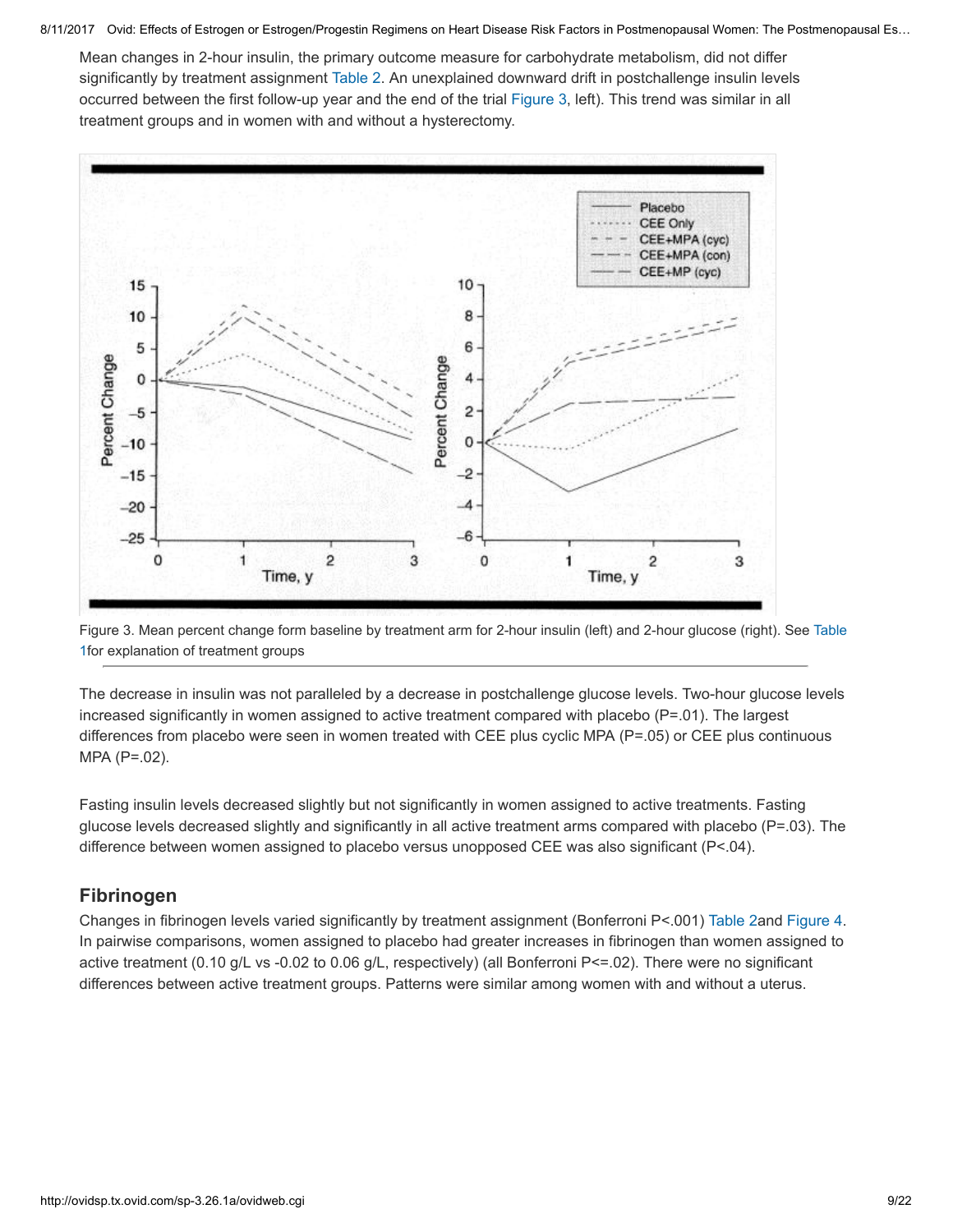Mean changes in 2-hour insulin, the primary outcome measure for carbohydrate metabolism, did not differ significantly by treatment assignment Table 2. An unexplained downward drift in postchallenge insulin levels occurred between the first follow-up year and the end of the trial Figure 3, left). This trend was similar in all treatment groups and in women with and without a hysterectomy.

Figure 3. Mean percent change form baseline by treatment arm for 2-hour insulin (left) and 2-hour glucose (right). See Table 1for explanation of treatment groups

The decrease in insulin was not paralleled by a decrease in postchallenge glucose levels. Two-hour glucose levels increased significantly in women assigned to active treatment compared with placebo (P=.01). The largest differences from placebo were seen in women treated with CEE plus cyclic MPA (P=.05) or CEE plus continuous MPA (P=.02).

Fasting insulin levels decreased slightly but not significantly in women assigned to active treatments. Fasting glucose levels decreased slightly and significantly in all active treatment arms compared with placebo (P=.03). The difference between women assigned to placebo versus unopposed CEE was also significant (P<.04).

## Fibrinogen

Changes in fibrinogen levels varied significantly by treatment assignment (Bonferroni P<.001) Table 2and Figure 4. In pairwise comparisons, women assigned to placebo had greater increases in fibrinogen than women assigned to active treatment (0.10 g/L vs -0.02 to 0.06 g/L, respectively) (all Bonferroni P<=.02). There were no significant differences between active treatment groups. Patterns were similar among women with and without a uterus.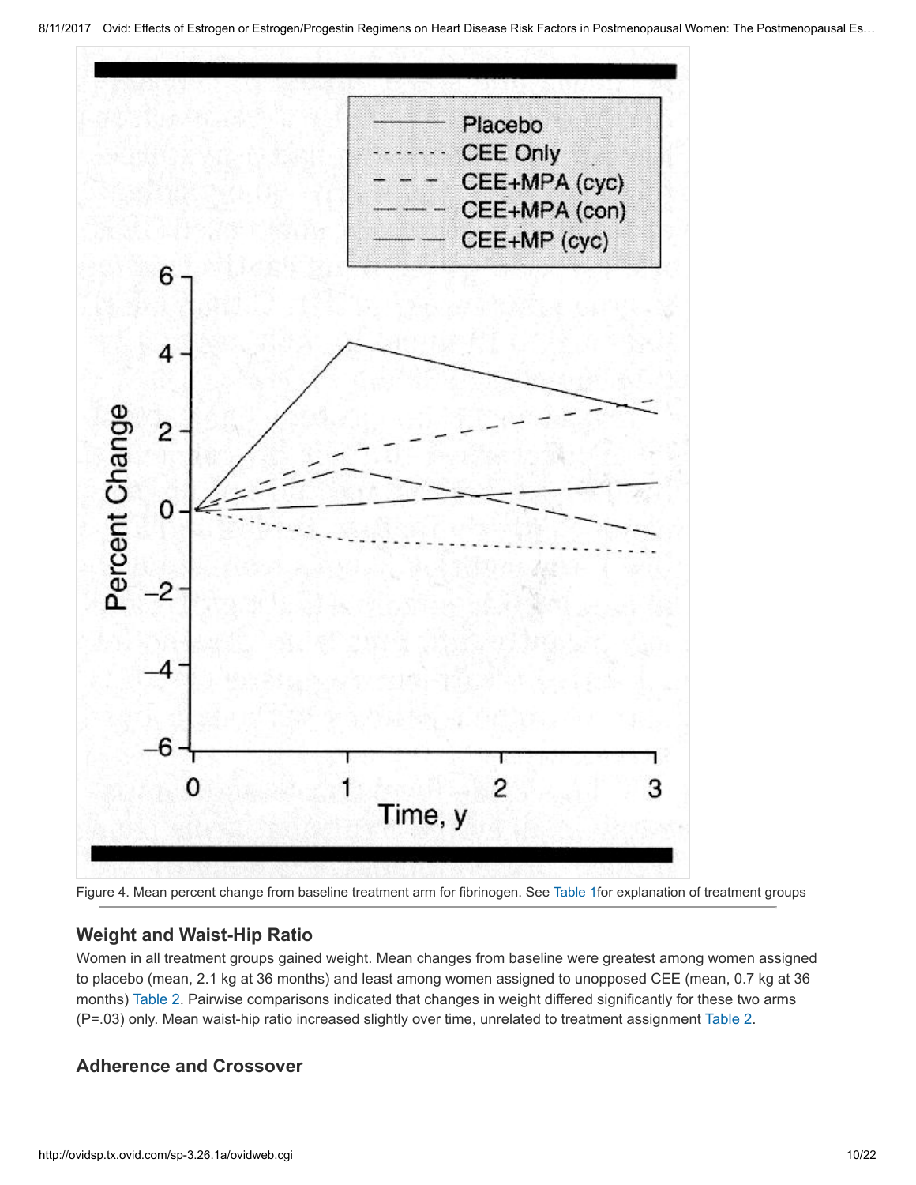Figure 4. Mean percent change from baseline treatment arm for fibrinogen. See Table 1for explanation of treatment groups

## Weight and Waist-Hip Ratio

Women in all treatment groups gained weight. Mean changes from baseline were greatest among women assigned to placebo (mean, 2.1 kg at 36 months) and least among women assigned to unopposed CEE (mean, 0.7 kg at 36 months) Table 2. Pairwise comparisons indicated that changes in weight differed significantly for these two arms (P=.03) only. Mean waist-hip ratio increased slightly over time, unrelated to treatment assignment Table 2.

## Adherence and Crossover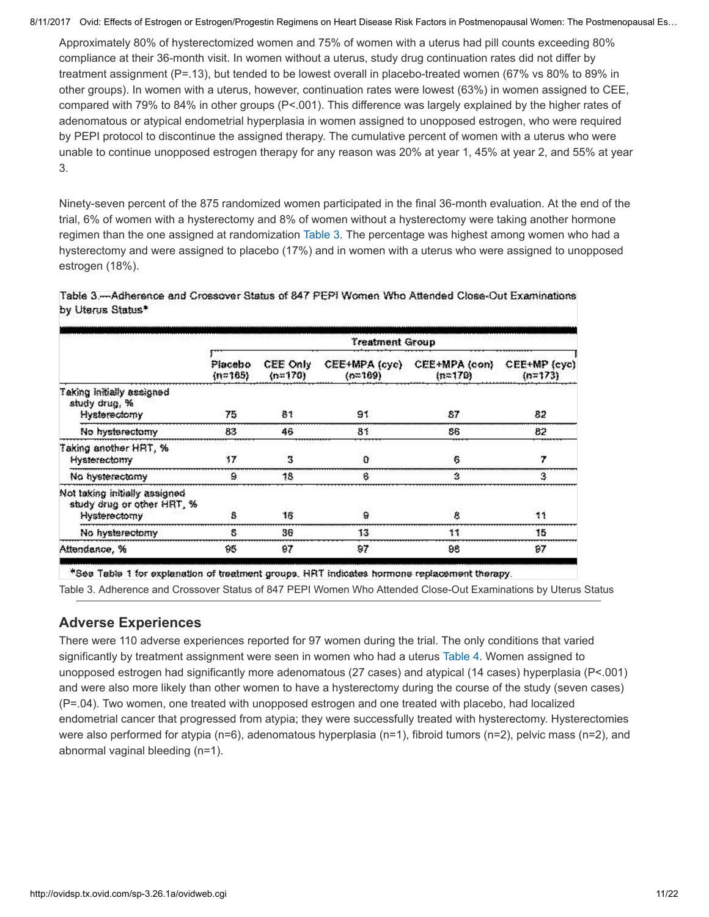Approximately 80% of hysterectomized women and 75% of women with a uterus had pill counts exceeding 80% compliance at their 36-month visit. In women without a uterus, study drug continuation rates did not differ by treatment assignment (P=.13), but tended to be lowest overall in placebo-treated women (67% vs 80% to 89% in other groups). In women with a uterus, however, continuation rates were lowest (63%) in women assigned to CEE, compared with 79% to 84% in other groups (P<.001). This difference was largely explained by the higher rates of adenomatous or atypical endometrial hyperplasia in women assigned to unopposed estrogen, who were required by PEPI protocol to discontinue the assigned therapy. The cumulative percent of women with a uterus who were unable to continue unopposed estrogen therapy for any reason was 20% at year 1, 45% at year 2, and 55% at year 3.

Ninety-seven percent of the 875 randomized women participated in the final 36-month evaluation. At the end of the trial, 6% of women with a hysterectomy and 8% of women without a hysterectomy were taking another hormone regimen than the one assigned at randomization Table 3. The percentage was highest among women who had a hysterectomy and were assigned to placebo (17%) and in women with a uterus who were assigned to unopposed estrogen (18%).

Table 3.—Adherence and Crossover Status of 847 PEPI Women Who Attended Close-Out Examinations by Uterus Status*

| | Treatment Group | | | | |
|---|---|---|---|---|---|
| | Placebo (n=165) | CEE Only (n=170) | CEE+MPA (cyc) (n=169) | CEE+MPA (con) (n=170) | CEE+MP (cyc) (n=173) |
| Taking initially assigned study drug, % | | | | | |
| Hysterectomy | 75 | 81 | 91 | 87 | 82 |
| No hysterectomy | 83 | 46 | 81 | 86 | 82 |
| Taking another HRT, % | | | | | |
| Hysterectomy | 17 | 3 | 0 | 6 | 7 |
| No hysterectomy | 9 | 18 | 6 | 3 | 3 |
| Not taking initially assigned study drug or other HRT, % | | | | | |
| Hysterectomy | 8 | 16 | 9 | 8 | 11 |
| No hysterectomy | 8 | 36 | 13 | 11 | 15 |
| Attendance, % | 95 | 97 | 97 | 98 | 97 |

*See Table 1 for explanation of treatment groups. HRT indicates hormone replacement therapy.

Table 3. Adherence and Crossover Status of 847 PEPI Women Who Attended Close-Out Examinations by Uterus Status

## Adverse Experiences

There were 110 adverse experiences reported for 97 women during the trial. The only conditions that varied significantly by treatment assignment were seen in women who had a uterus Table 4. Women assigned to unopposed estrogen had significantly more adenomatous (27 cases) and atypical (14 cases) hyperplasia (P<.001) and were also more likely than other women to have a hysterectomy during the course of the study (seven cases) (P=.04). Two women, one treated with unopposed estrogen and one treated with placebo, had localized endometrial cancer that progressed from atypia; they were successfully treated with hysterectomy. Hysterectomies were also performed for atypia (n=6), adenomatous hyperplasia (n=1), fibroid tumors (n=2), pelvic mass (n=2), and abnormal vaginal bleeding (n=1).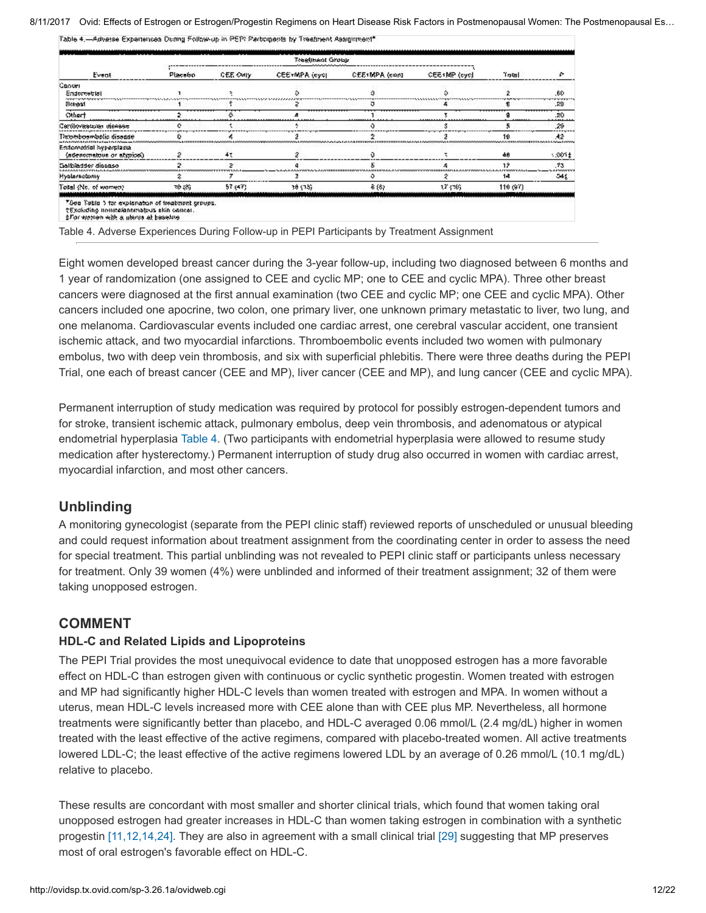Table 4.—Adverse Experiences During Follow-up in PEPI Participants by Treatment Assignment*

| Event | Placebo | CEE Only | CEE+MPA (cyc) | CEE+MPA (con) | CEE+MP (cyc) | Total | P |
|---|---|---|---|---|---|---|---|
| Cancer | | | | | | | |
| Endometrial | 1 | 1 | 0 | 0 | 0 | 2 | .60 |
| Breast | 1 | 1 | 2 | 0 | 4 | 8 | .23 |
| Other† | 2 | 0 | 4 | 1 | 1 | 8 | .20 |
| Cardiovascular disease | 0 | 1 | 1 | 0 | 3 | 5 | .29 |
| Thromboembolic disease | 0 | 4 | 2 | 2 | 2 | 10 | .42 |
| Endometrial hyperplasia (adenomatous or atypical) | 2 | 41 | 2 | 0 | 1 | 46 | <.001‡ |
| Gallbladder disease | 2 | 2 | 4 | 5 | 4 | 17 | .73 |
| Hysterectomy | 2 | 7 | 3 | 0 | 2 | 14 | .54‡ |
| Total (No. of women) | 10 (8) | 57 (47) | 18 (15) | 8 (8) | 17 (16) | 110 (97) | |

*See Table 3 for explanation of treatment groups.
†Excluding nonmelanomatous skin cancer.
‡For women with a uterus at baseline.

Table 4. Adverse Experiences During Follow-up in PEPI Participants by Treatment Assignment

Eight women developed breast cancer during the 3-year follow-up, including two diagnosed between 6 months and 1 year of randomization (one assigned to CEE and cyclic MP; one to CEE and cyclic MPA). Three other breast cancers were diagnosed at the first annual examination (two CEE and cyclic MP; one CEE and cyclic MPA). Other cancers included one apocrine, two colon, one primary liver, one unknown primary metastatic to liver, two lung, and one melanoma. Cardiovascular events included one cardiac arrest, one cerebral vascular accident, one transient ischemic attack, and two myocardial infarctions. Thromboembolic events included two women with pulmonary embolus, two with deep vein thrombosis, and six with superficial phlebitis. There were three deaths during the PEPI Trial, one each of breast cancer (CEE and MP), liver cancer (CEE and MP), and lung cancer (CEE and cyclic MPA).

Permanent interruption of study medication was required by protocol for possibly estrogen-dependent tumors and for stroke, transient ischemic attack, pulmonary embolus, deep vein thrombosis, and adenomatous or atypical endometrial hyperplasia Table 4. (Two participants with endometrial hyperplasia were allowed to resume study medication after hysterectomy.) Permanent interruption of study drug also occurred in women with cardiac arrest, myocardial infarction, and most other cancers.

## Unblinding

A monitoring gynecologist (separate from the PEPI clinic staff) reviewed reports of unscheduled or unusual bleeding and could request information about treatment assignment from the coordinating center in order to assess the need for special treatment. This partial unblinding was not revealed to PEPI clinic staff or participants unless necessary for treatment. Only 39 women (4%) were unblinded and informed of their treatment assignment; 32 of them were taking unopposed estrogen.

## COMMENT

### HDL-C and Related Lipids and Lipoproteins

The PEPI Trial provides the most unequivocal evidence to date that unopposed estrogen has a more favorable effect on HDL-C than estrogen given with continuous or cyclic synthetic progestin. Women treated with estrogen and MP had significantly higher HDL-C levels than women treated with estrogen and MPA. In women without a uterus, mean HDL-C levels increased more with CEE alone than with CEE plus MP. Nevertheless, all hormone treatments were significantly better than placebo, and HDL-C averaged 0.06 mmol/L (2.4 mg/dL) higher in women treated with the least effective of the active regimens, compared with placebo-treated women. All active treatments lowered LDL-C; the least effective of the active regimens lowered LDL by an average of 0.26 mmol/L (10.1 mg/dL) relative to placebo.

These results are concordant with most smaller and shorter clinical trials, which found that women taking oral unopposed estrogen had greater increases in HDL-C than women taking estrogen in combination with a synthetic progestin [11,12,14,24]. They are also in agreement with a small clinical trial [29] suggesting that MP preserves most of oral estrogen's favorable effect on HDL-C.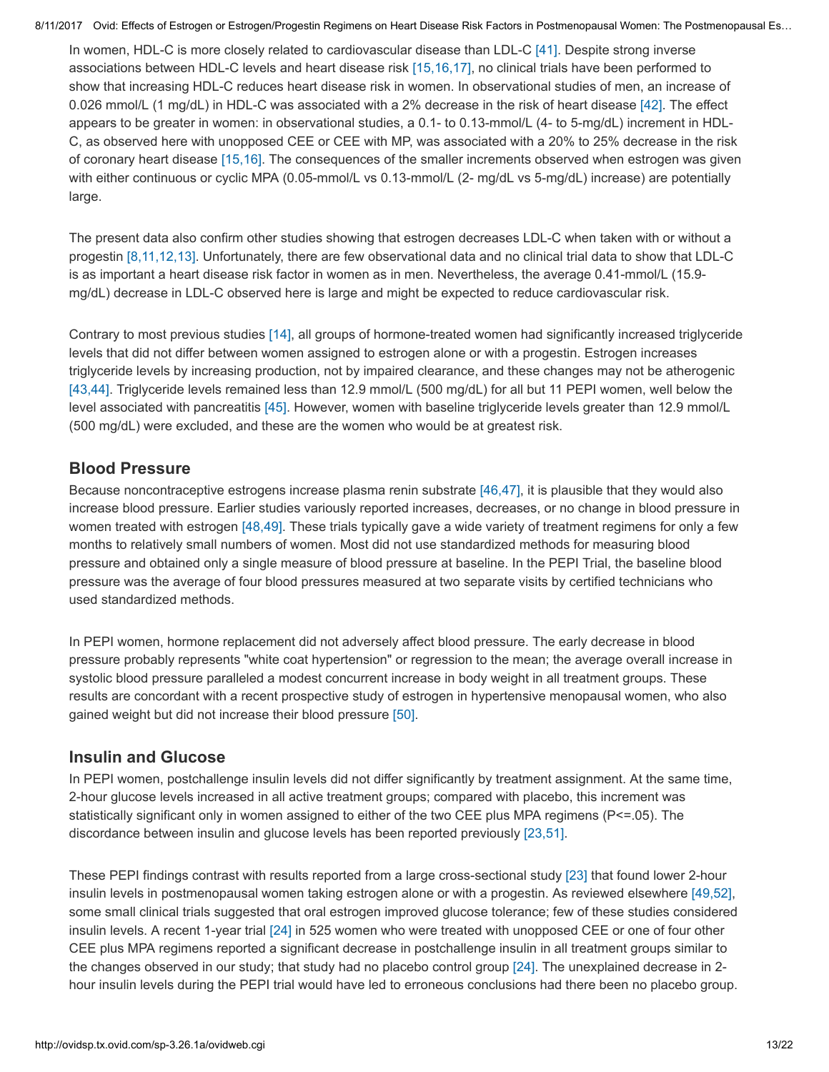In women, HDL-C is more closely related to cardiovascular disease than LDL-C [41]. Despite strong inverse associations between HDL-C levels and heart disease risk [15,16,17], no clinical trials have been performed to show that increasing HDL-C reduces heart disease risk in women. In observational studies of men, an increase of 0.026 mmol/L (1 mg/dL) in HDL-C was associated with a 2% decrease in the risk of heart disease [42]. The effect appears to be greater in women: in observational studies, a 0.1- to 0.13-mmol/L (4- to 5-mg/dL) increment in HDL-C, as observed here with unopposed CEE or CEE with MP, was associated with a 20% to 25% decrease in the risk of coronary heart disease [15,16]. The consequences of the smaller increments observed when estrogen was given with either continuous or cyclic MPA (0.05-mmol/L vs 0.13-mmol/L (2- mg/dL vs 5-mg/dL) increase) are potentially large.

The present data also confirm other studies showing that estrogen decreases LDL-C when taken with or without a progestin [8,11,12,13]. Unfortunately, there are few observational data and no clinical trial data to show that LDL-C is as important a heart disease risk factor in women as in men. Nevertheless, the average 0.41-mmol/L (15.9-mg/dL) decrease in LDL-C observed here is large and might be expected to reduce cardiovascular risk.

Contrary to most previous studies [14], all groups of hormone-treated women had significantly increased triglyceride levels that did not differ between women assigned to estrogen alone or with a progestin. Estrogen increases triglyceride levels by increasing production, not by impaired clearance, and these changes may not be atherogenic [43,44]. Triglyceride levels remained less than 12.9 mmol/L (500 mg/dL) for all but 11 PEPI women, well below the level associated with pancreatitis [45]. However, women with baseline triglyceride levels greater than 12.9 mmol/L (500 mg/dL) were excluded, and these are the women who would be at greatest risk.

## Blood Pressure

Because noncontraceptive estrogens increase plasma renin substrate [46,47], it is plausible that they would also increase blood pressure. Earlier studies variously reported increases, decreases, or no change in blood pressure in women treated with estrogen [48,49]. These trials typically gave a wide variety of treatment regimens for only a few months to relatively small numbers of women. Most did not use standardized methods for measuring blood pressure and obtained only a single measure of blood pressure at baseline. In the PEPI Trial, the baseline blood pressure was the average of four blood pressures measured at two separate visits by certified technicians who used standardized methods.

In PEPI women, hormone replacement did not adversely affect blood pressure. The early decrease in blood pressure probably represents "white coat hypertension" or regression to the mean; the average overall increase in systolic blood pressure paralleled a modest concurrent increase in body weight in all treatment groups. These results are concordant with a recent prospective study of estrogen in hypertensive menopausal women, who also gained weight but did not increase their blood pressure [50].

## Insulin and Glucose

In PEPI women, postchallenge insulin levels did not differ significantly by treatment assignment. At the same time, 2-hour glucose levels increased in all active treatment groups; compared with placebo, this increment was statistically significant only in women assigned to either of the two CEE plus MPA regimens ($P \leq .05$). The discordance between insulin and glucose levels has been reported previously [23,51].

These PEPI findings contrast with results reported from a large cross-sectional study [23] that found lower 2-hour insulin levels in postmenopausal women taking estrogen alone or with a progestin. As reviewed elsewhere [49,52], some small clinical trials suggested that oral estrogen improved glucose tolerance; few of these studies considered insulin levels. A recent 1-year trial [24] in 525 women who were treated with unopposed CEE or one of four other CEE plus MPA regimens reported a significant decrease in postchallenge insulin in all treatment groups similar to the changes observed in our study; that study had no placebo control group [24]. The unexplained decrease in 2-hour insulin levels during the PEPI trial would have led to erroneous conclusions had there been no placebo group.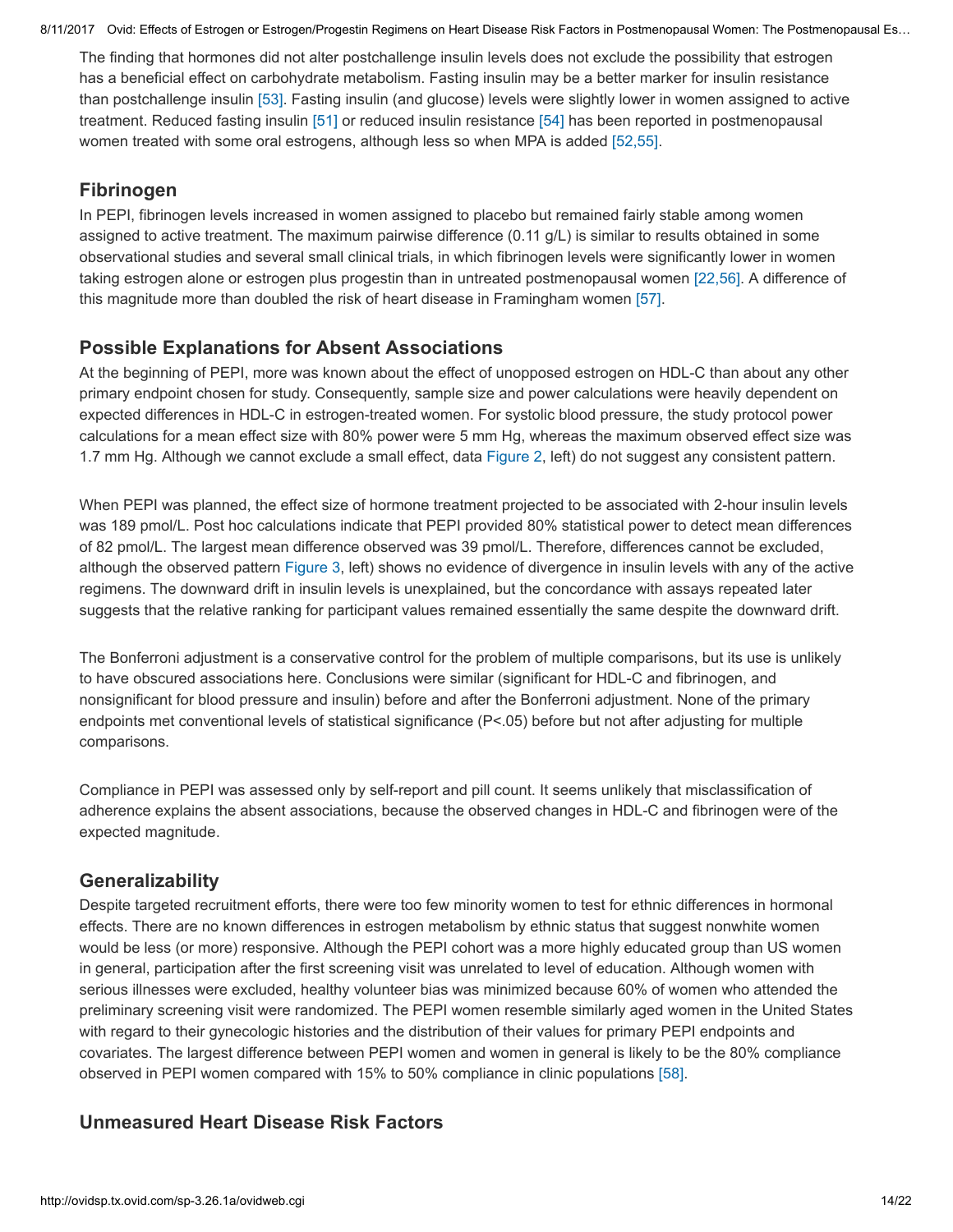The finding that hormones did not alter postchallenge insulin levels does not exclude the possibility that estrogen has a beneficial effect on carbohydrate metabolism. Fasting insulin may be a better marker for insulin resistance than postchallenge insulin [53]. Fasting insulin (and glucose) levels were slightly lower in women assigned to active treatment. Reduced fasting insulin [51] or reduced insulin resistance [54] has been reported in postmenopausal women treated with some oral estrogens, although less so when MPA is added [52,55].

## Fibrinogen

In PEPI, fibrinogen levels increased in women assigned to placebo but remained fairly stable among women assigned to active treatment. The maximum pairwise difference (0.11 g/L) is similar to results obtained in some observational studies and several small clinical trials, in which fibrinogen levels were significantly lower in women taking estrogen alone or estrogen plus progestin than in untreated postmenopausal women [22,56]. A difference of this magnitude more than doubled the risk of heart disease in Framingham women [57].

## Possible Explanations for Absent Associations

At the beginning of PEPI, more was known about the effect of unopposed estrogen on HDL-C than about any other primary endpoint chosen for study. Consequently, sample size and power calculations were heavily dependent on expected differences in HDL-C in estrogen-treated women. For systolic blood pressure, the study protocol power calculations for a mean effect size with 80% power were 5 mm Hg, whereas the maximum observed effect size was 1.7 mm Hg. Although we cannot exclude a small effect, data Figure 2, left) do not suggest any consistent pattern.

When PEPI was planned, the effect size of hormone treatment projected to be associated with 2-hour insulin levels was 189 pmol/L. Post hoc calculations indicate that PEPI provided 80% statistical power to detect mean differences of 82 pmol/L. The largest mean difference observed was 39 pmol/L. Therefore, differences cannot be excluded, although the observed pattern Figure 3, left) shows no evidence of divergence in insulin levels with any of the active regimens. The downward drift in insulin levels is unexplained, but the concordance with assays repeated later suggests that the relative ranking for participant values remained essentially the same despite the downward drift.

The Bonferroni adjustment is a conservative control for the problem of multiple comparisons, but its use is unlikely to have obscured associations here. Conclusions were similar (significant for HDL-C and fibrinogen, and nonsignificant for blood pressure and insulin) before and after the Bonferroni adjustment. None of the primary endpoints met conventional levels of statistical significance ($P<.05$) before but not after adjusting for multiple comparisons.

Compliance in PEPI was assessed only by self-report and pill count. It seems unlikely that misclassification of adherence explains the absent associations, because the observed changes in HDL-C and fibrinogen were of the expected magnitude.

## Generalizability

Despite targeted recruitment efforts, there were too few minority women to test for ethnic differences in hormonal effects. There are no known differences in estrogen metabolism by ethnic status that suggest nonwhite women would be less (or more) responsive. Although the PEPI cohort was a more highly educated group than US women in general, participation after the first screening visit was unrelated to level of education. Although women with serious illnesses were excluded, healthy volunteer bias was minimized because 60% of women who attended the preliminary screening visit were randomized. The PEPI women resemble similarly aged women in the United States with regard to their gynecologic histories and the distribution of their values for primary PEPI endpoints and covariates. The largest difference between PEPI women and women in general is likely to be the 80% compliance observed in PEPI women compared with 15% to 50% compliance in clinic populations [58].

## Unmeasured Heart Disease Risk Factors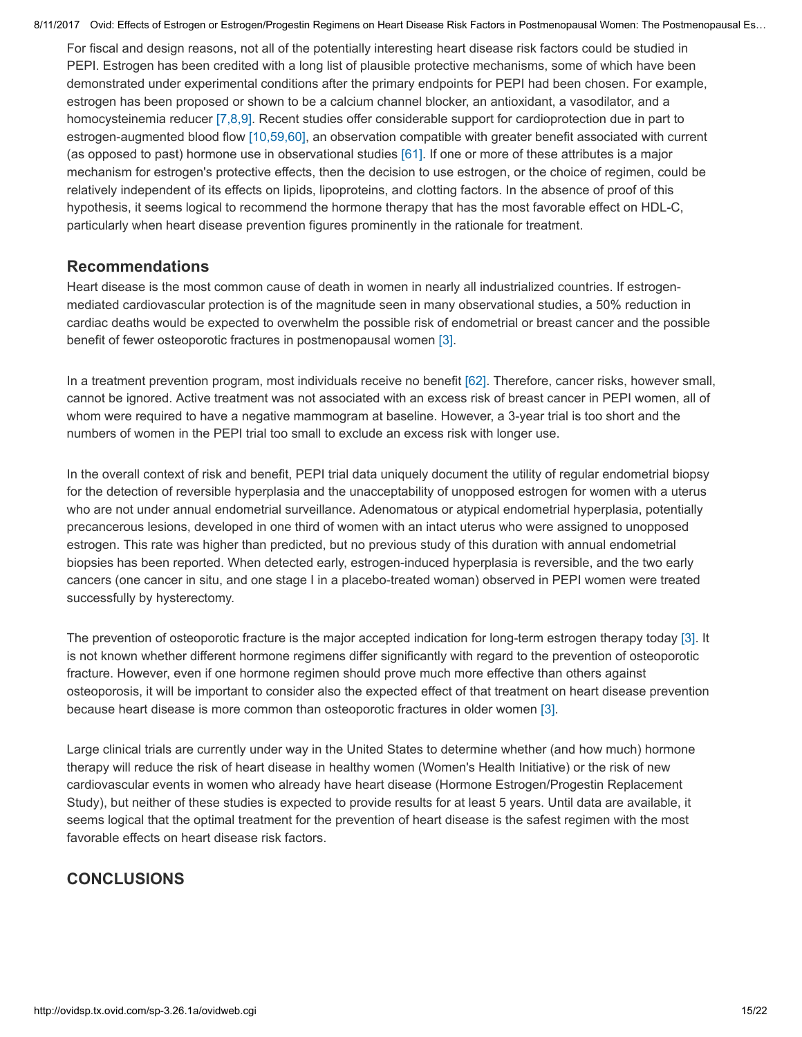For fiscal and design reasons, not all of the potentially interesting heart disease risk factors could be studied in PEPI. Estrogen has been credited with a long list of plausible protective mechanisms, some of which have been demonstrated under experimental conditions after the primary endpoints for PEPI had been chosen. For example, estrogen has been proposed or shown to be a calcium channel blocker, an antioxidant, a vasodilator, and a homocysteinemia reducer [7,8,9]. Recent studies offer considerable support for cardioprotection due in part to estrogen-augmented blood flow [10,59,60], an observation compatible with greater benefit associated with current (as opposed to past) hormone use in observational studies [61]. If one or more of these attributes is a major mechanism for estrogen's protective effects, then the decision to use estrogen, or the choice of regimen, could be relatively independent of its effects on lipids, lipoproteins, and clotting factors. In the absence of proof of this hypothesis, it seems logical to recommend the hormone therapy that has the most favorable effect on HDL-C, particularly when heart disease prevention figures prominently in the rationale for treatment.

## Recommendations

Heart disease is the most common cause of death in women in nearly all industrialized countries. If estrogen-mediated cardiovascular protection is of the magnitude seen in many observational studies, a 50% reduction in cardiac deaths would be expected to overwhelm the possible risk of endometrial or breast cancer and the possible benefit of fewer osteoporotic fractures in postmenopausal women [3].

In a treatment prevention program, most individuals receive no benefit [62]. Therefore, cancer risks, however small, cannot be ignored. Active treatment was not associated with an excess risk of breast cancer in PEPI women, all of whom were required to have a negative mammogram at baseline. However, a 3-year trial is too short and the numbers of women in the PEPI trial too small to exclude an excess risk with longer use.

In the overall context of risk and benefit, PEPI trial data uniquely document the utility of regular endometrial biopsy for the detection of reversible hyperplasia and the unacceptability of unopposed estrogen for women with a uterus who are not under annual endometrial surveillance. Adenomatous or atypical endometrial hyperplasia, potentially precancerous lesions, developed in one third of women with an intact uterus who were assigned to unopposed estrogen. This rate was higher than predicted, but no previous study of this duration with annual endometrial biopsies has been reported. When detected early, estrogen-induced hyperplasia is reversible, and the two early cancers (one cancer in situ, and one stage I in a placebo-treated woman) observed in PEPI women were treated successfully by hysterectomy.

The prevention of osteoporotic fracture is the major accepted indication for long-term estrogen therapy today [3]. It is not known whether different hormone regimens differ significantly with regard to the prevention of osteoporotic fracture. However, even if one hormone regimen should prove much more effective than others against osteoporosis, it will be important to consider also the expected effect of that treatment on heart disease prevention because heart disease is more common than osteoporotic fractures in older women [3].

Large clinical trials are currently under way in the United States to determine whether (and how much) hormone therapy will reduce the risk of heart disease in healthy women (Women's Health Initiative) or the risk of new cardiovascular events in women who already have heart disease (Hormone Estrogen/Progestin Replacement Study), but neither of these studies is expected to provide results for at least 5 years. Until data are available, it seems logical that the optimal treatment for the prevention of heart disease is the safest regimen with the most favorable effects on heart disease risk factors.

## CONCLUSIONS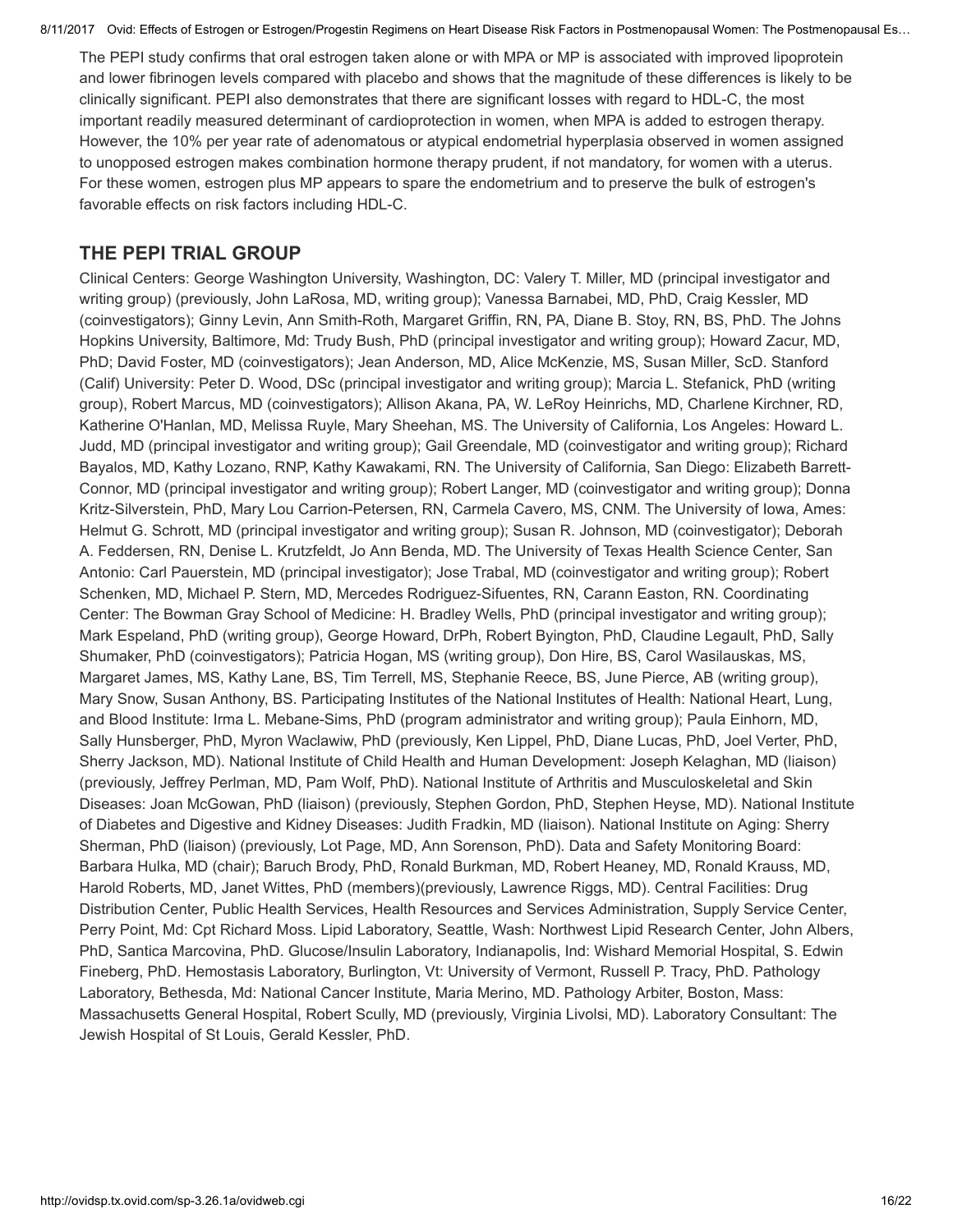The PEPI study confirms that oral estrogen taken alone or with MPA or MP is associated with improved lipoprotein and lower fibrinogen levels compared with placebo and shows that the magnitude of these differences is likely to be clinically significant. PEPI also demonstrates that there are significant losses with regard to HDL-C, the most important readily measured determinant of cardioprotection in women, when MPA is added to estrogen therapy. However, the 10% per year rate of adenomatous or atypical endometrial hyperplasia observed in women assigned to unopposed estrogen makes combination hormone therapy prudent, if not mandatory, for women with a uterus. For these women, estrogen plus MP appears to spare the endometrium and to preserve the bulk of estrogen's favorable effects on risk factors including HDL-C.

## THE PEPI TRIAL GROUP

Clinical Centers: George Washington University, Washington, DC: Valery T. Miller, MD (principal investigator and writing group) (previously, John LaRosa, MD, writing group); Vanessa Barnabei, MD, PhD, Craig Kessler, MD (coinvestigators); Ginny Levin, Ann Smith-Roth, Margaret Griffin, RN, PA, Diane B. Stoy, RN, BS, PhD. The Johns Hopkins University, Baltimore, Md: Trudy Bush, PhD (principal investigator and writing group); Howard Zacur, MD, PhD; David Foster, MD (coinvestigators); Jean Anderson, MD, Alice McKenzie, MS, Susan Miller, ScD. Stanford (Calif) University: Peter D. Wood, DSc (principal investigator and writing group); Marcia L. Stefanick, PhD (writing group), Robert Marcus, MD (coinvestigators); Allison Akana, PA, W. LeRoy Heinrichs, MD, Charlene Kirchner, RD, Katherine O'Hanlan, MD, Melissa Ruyle, Mary Sheehan, MS. The University of California, Los Angeles: Howard L. Judd, MD (principal investigator and writing group); Gail Greendale, MD (coinvestigator and writing group); Richard Bayalos, MD, Kathy Lozano, RNP, Kathy Kawakami, RN. The University of California, San Diego: Elizabeth Barrett-Connor, MD (principal investigator and writing group); Robert Langer, MD (coinvestigator and writing group); Donna Kritz-Silverstein, PhD, Mary Lou Carrion-Petersen, RN, Carmela Cavero, MS, CNM. The University of Iowa, Ames: Helmut G. Schrott, MD (principal investigator and writing group); Susan R. Johnson, MD (coinvestigator); Deborah A. Feddersen, RN, Denise L. Krutzfeldt, Jo Ann Benda, MD. The University of Texas Health Science Center, San Antonio: Carl Pauerstein, MD (principal investigator); Jose Trabal, MD (coinvestigator and writing group); Robert Schenken, MD, Michael P. Stern, MD, Mercedes Rodriguez-Sifuentes, RN, Carann Easton, RN. Coordinating Center: The Bowman Gray School of Medicine: H. Bradley Wells, PhD (principal investigator and writing group); Mark Espeland, PhD (writing group), George Howard, DrPh, Robert Byington, PhD, Claudine Legault, PhD, Sally Shumaker, PhD (coinvestigators); Patricia Hogan, MS (writing group), Don Hire, BS, Carol Wasilauskas, MS, Margaret James, MS, Kathy Lane, BS, Tim Terrell, MS, Stephanie Reece, BS, June Pierce, AB (writing group), Mary Snow, Susan Anthony, BS. Participating Institutes of the National Institutes of Health: National Heart, Lung, and Blood Institute: Irma L. Mebane-Sims, PhD (program administrator and writing group); Paula Einhorn, MD, Sally Hunsberger, PhD, Myron Waclawiw, PhD (previously, Ken Lippel, PhD, Diane Lucas, PhD, Joel Verter, PhD, Sherry Jackson, MD). National Institute of Child Health and Human Development: Joseph Kelaghan, MD (liaison) (previously, Jeffrey Perlman, MD, Pam Wolf, PhD). National Institute of Arthritis and Musculoskeletal and Skin Diseases: Joan McGowan, PhD (liaison) (previously, Stephen Gordon, PhD, Stephen Heyse, MD). National Institute of Diabetes and Digestive and Kidney Diseases: Judith Fradkin, MD (liaison). National Institute on Aging: Sherry Sherman, PhD (liaison) (previously, Lot Page, MD, Ann Sorenson, PhD). Data and Safety Monitoring Board: Barbara Hulka, MD (chair); Baruch Brody, PhD, Ronald Burkman, MD, Robert Heaney, MD, Ronald Krauss, MD, Harold Roberts, MD, Janet Wittes, PhD (members)(previously, Lawrence Riggs, MD). Central Facilities: Drug Distribution Center, Public Health Services, Health Resources and Services Administration, Supply Service Center, Perry Point, Md: Cpt Richard Moss. Lipid Laboratory, Seattle, Wash: Northwest Lipid Research Center, John Albers, PhD, Santica Marcovina, PhD. Glucose/Insulin Laboratory, Indianapolis, Ind: Wishard Memorial Hospital, S. Edwin Fineberg, PhD. Hemostasis Laboratory, Burlington, Vt: University of Vermont, Russell P. Tracy, PhD. Pathology Laboratory, Bethesda, Md: National Cancer Institute, Maria Merino, MD. Pathology Arbiter, Boston, Mass: Massachusetts General Hospital, Robert Scully, MD (previously, Virginia Livolsi, MD). Laboratory Consultant: The Jewish Hospital of St Louis, Gerald Kessler, PhD.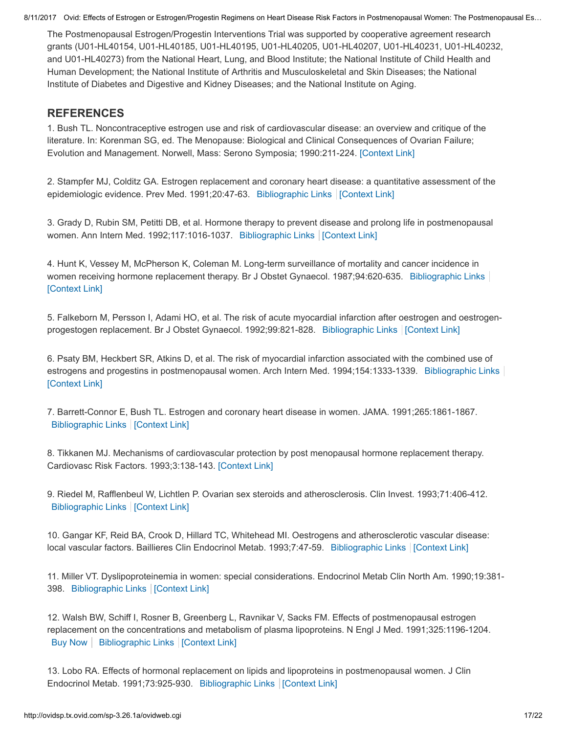The Postmenopausal Estrogen/Progestin Interventions Trial was supported by cooperative agreement research grants (U01-HL40154, U01-HL40185, U01-HL40195, U01-HL40205, U01-HL40207, U01-HL40231, U01-HL40232, and U01-HL40273) from the National Heart, Lung, and Blood Institute; the National Institute of Child Health and Human Development; the National Institute of Arthritis and Musculoskeletal and Skin Diseases; the National Institute of Diabetes and Digestive and Kidney Diseases; and the National Institute on Aging.

## REFERENCES

1. Bush TL. Noncontraceptive estrogen use and risk of cardiovascular disease: an overview and critique of the literature. In: Korenman SG, ed. The Menopause: Biological and Clinical Consequences of Ovarian Failure; Evolution and Management. Norwell, Mass: Serono Symposia; 1990:211-224. [Context Link]

2. Stampfer MJ, Colditz GA. Estrogen replacement and coronary heart disease: a quantitative assessment of the epidemiologic evidence. Prev Med. 1991;20:47-63. Bibliographic Links | [Context Link]

3. Grady D, Rubin SM, Petitti DB, et al. Hormone therapy to prevent disease and prolong life in postmenopausal women. Ann Intern Med. 1992;117:1016-1037. Bibliographic Links | [Context Link]

4. Hunt K, Vessey M, McPherson K, Coleman M. Long-term surveillance of mortality and cancer incidence in women receiving hormone replacement therapy. Br J Obstet Gynaecol. 1987;94:620-635. Bibliographic Links | [Context Link]

5. Falkeborn M, Persson I, Adami HO, et al. The risk of acute myocardial infarction after oestrogen and oestrogen-progestogen replacement. Br J Obstet Gynaecol. 1992;99:821-828. Bibliographic Links | [Context Link]

6. Psaty BM, Heckbert SR, Atkins D, et al. The risk of myocardial infarction associated with the combined use of estrogens and progestins in postmenopausal women. Arch Intern Med. 1994;154:1333-1339. Bibliographic Links | [Context Link]

7. Barrett-Connor E, Bush TL. Estrogen and coronary heart disease in women. JAMA. 1991;265:1861-1867. Bibliographic Links | [Context Link]

8. Tikkanen MJ. Mechanisms of cardiovascular protection by post menopausal hormone replacement therapy. Cardiovasc Risk Factors. 1993;3:138-143. [Context Link]

9. Riedel M, Rafflenbeul W, Lichtlen P. Ovarian sex steroids and atherosclerosis. Clin Invest. 1993;71:406-412. Bibliographic Links | [Context Link]

10. Gangar KF, Reid BA, Crook D, Hillard TC, Whitehead MI. Oestrogens and atherosclerotic vascular disease: local vascular factors. Baillieres Clin Endocrinol Metab. 1993;7:47-59. Bibliographic Links | [Context Link]

11. Miller VT. Dyslipoproteinemia in women: special considerations. Endocrinol Metab Clin North Am. 1990;19:381-398. Bibliographic Links | [Context Link]

12. Walsh BW, Schiff I, Rosner B, Greenberg L, Ravnikar V, Sacks FM. Effects of postmenopausal estrogen replacement on the concentrations and metabolism of plasma lipoproteins. N Engl J Med. 1991;325:1196-1204. Buy Now | Bibliographic Links | [Context Link]

13. Lobo RA. Effects of hormonal replacement on lipids and lipoproteins in postmenopausal women. J Clin Endocrinol Metab. 1991;73:925-930. Bibliographic Links | [Context Link]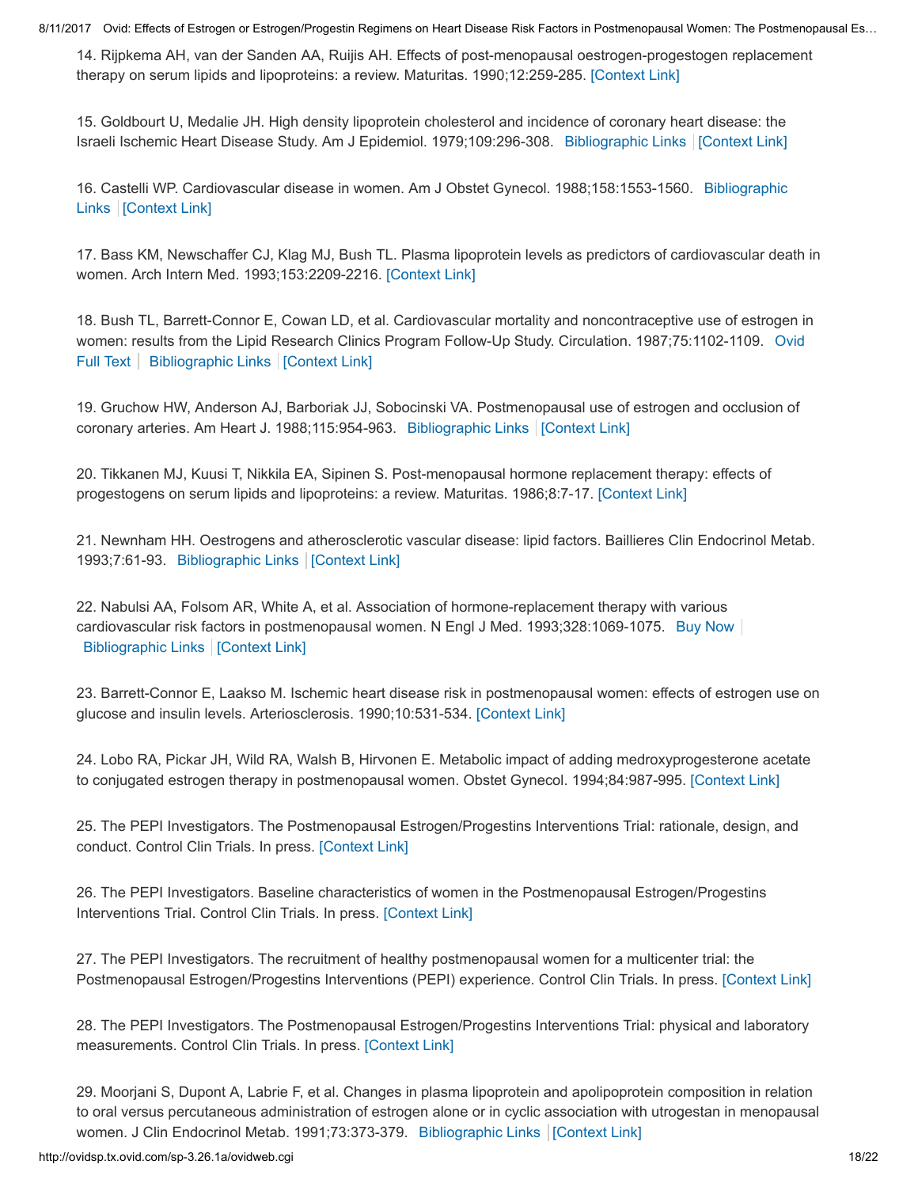14. Rijpkema AH, van der Sanden AA, Ruijis AH. Effects of post-menopausal oestrogen-progestogen replacement therapy on serum lipids and lipoproteins: a review. Maturitas. 1990;12:259-285. [Context Link]

15. Goldbourt U, Medalie JH. High density lipoprotein cholesterol and incidence of coronary heart disease: the Israeli Ischemic Heart Disease Study. Am J Epidemiol. 1979;109:296-308. Bibliographic Links | [Context Link]

16. Castelli WP. Cardiovascular disease in women. Am J Obstet Gynecol. 1988;158:1553-1560. Bibliographic Links | [Context Link]

17. Bass KM, Newschaffer CJ, Klag MJ, Bush TL. Plasma lipoprotein levels as predictors of cardiovascular death in women. Arch Intern Med. 1993;153:2209-2216. [Context Link]

18. Bush TL, Barrett-Connor E, Cowan LD, et al. Cardiovascular mortality and noncontraceptive use of estrogen in women: results from the Lipid Research Clinics Program Follow-Up Study. Circulation. 1987;75:1102-1109. Ovid Full Text | Bibliographic Links | [Context Link]

19. Gruchow HW, Anderson AJ, Barboriak JJ, Sobocinski VA. Postmenopausal use of estrogen and occlusion of coronary arteries. Am Heart J. 1988;115:954-963. Bibliographic Links | [Context Link]

20. Tikkanen MJ, Kuusi T, Nikkila EA, Sipinen S. Post-menopausal hormone replacement therapy: effects of progestogens on serum lipids and lipoproteins: a review. Maturitas. 1986;8:7-17. [Context Link]

21. Newnham HH. Oestrogens and atherosclerotic vascular disease: lipid factors. Baillieres Clin Endocrinol Metab. 1993;7:61-93. Bibliographic Links | [Context Link]

22. Nabulsi AA, Folsom AR, White A, et al. Association of hormone-replacement therapy with various cardiovascular risk factors in postmenopausal women. N Engl J Med. 1993;328:1069-1075. Buy Now | Bibliographic Links | [Context Link]

23. Barrett-Connor E, Laakso M. Ischemic heart disease risk in postmenopausal women: effects of estrogen use on glucose and insulin levels. Arteriosclerosis. 1990;10:531-534. [Context Link]

24. Lobo RA, Pickar JH, Wild RA, Walsh B, Hirvonen E. Metabolic impact of adding medroxyprogesterone acetate to conjugated estrogen therapy in postmenopausal women. Obstet Gynecol. 1994;84:987-995. [Context Link]

25. The PEPI Investigators. The Postmenopausal Estrogen/Progestins Interventions Trial: rationale, design, and conduct. Control Clin Trials. In press. [Context Link]

26. The PEPI Investigators. Baseline characteristics of women in the Postmenopausal Estrogen/Progestins Interventions Trial. Control Clin Trials. In press. [Context Link]

27. The PEPI Investigators. The recruitment of healthy postmenopausal women for a multicenter trial: the Postmenopausal Estrogen/Progestins Interventions (PEPI) experience. Control Clin Trials. In press. [Context Link]

28. The PEPI Investigators. The Postmenopausal Estrogen/Progestins Interventions Trial: physical and laboratory measurements. Control Clin Trials. In press. [Context Link]

29. Moorjani S, Dupont A, Labrie F, et al. Changes in plasma lipoprotein and apolipoprotein composition in relation to oral versus percutaneous administration of estrogen alone or in cyclic association with utrogestan in menopausal women. J Clin Endocrinol Metab. 1991;73:373-379. Bibliographic Links | [Context Link]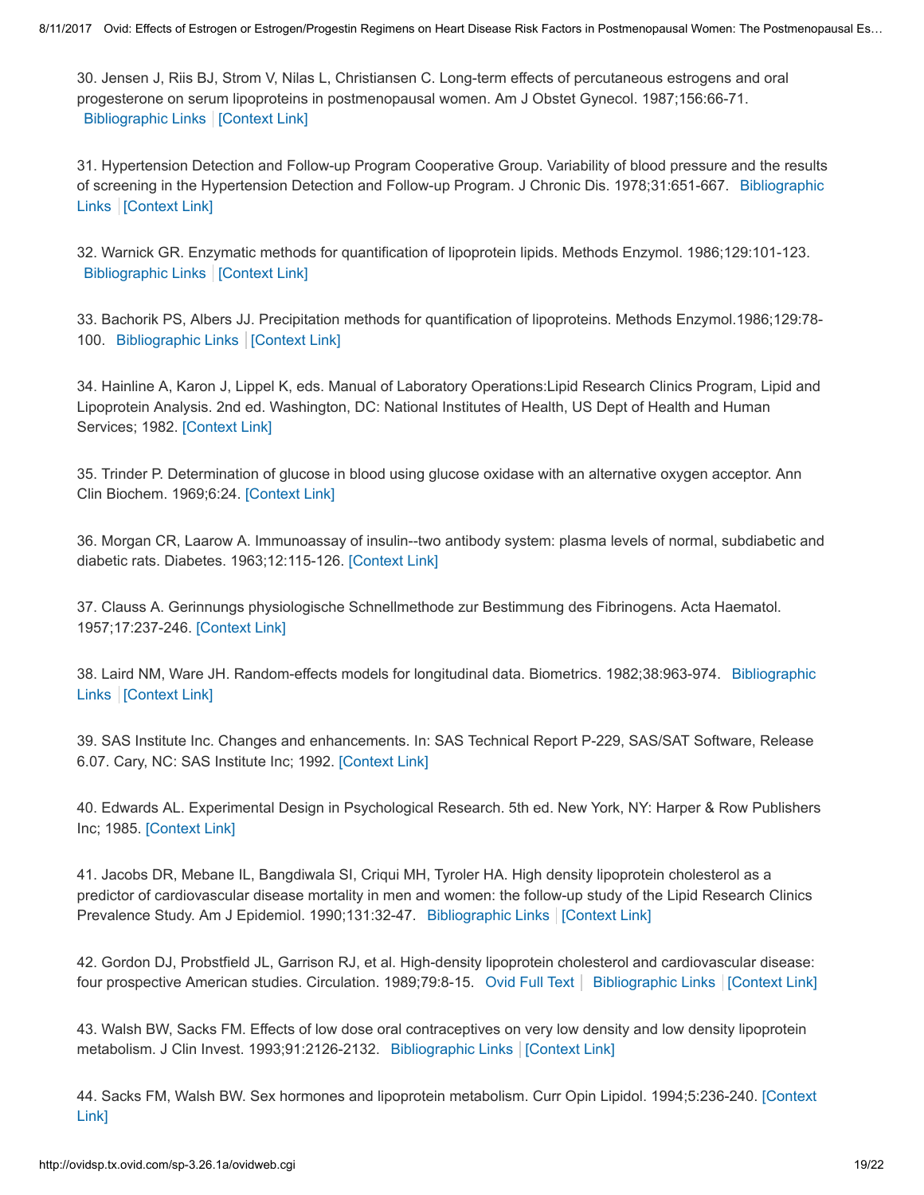30. Jensen J, Riis BJ, Strom V, Nilas L, Christiansen C. Long-term effects of percutaneous estrogens and oral progesterone on serum lipoproteins in postmenopausal women. Am J Obstet Gynecol. 1987;156:66-71. Bibliographic Links | [Context Link]

31. Hypertension Detection and Follow-up Program Cooperative Group. Variability of blood pressure and the results of screening in the Hypertension Detection and Follow-up Program. J Chronic Dis. 1978;31:651-667. Bibliographic Links | [Context Link]

32. Warnick GR. Enzymatic methods for quantification of lipoprotein lipids. Methods Enzymol. 1986;129:101-123. Bibliographic Links | [Context Link]

33. Bachorik PS, Albers JJ. Precipitation methods for quantification of lipoproteins. Methods Enzymol.1986;129:78-100. Bibliographic Links | [Context Link]

34. Hainline A, Karon J, Lippel K, eds. Manual of Laboratory Operations:Lipid Research Clinics Program, Lipid and Lipoprotein Analysis. 2nd ed. Washington, DC: National Institutes of Health, US Dept of Health and Human Services; 1982. [Context Link]

35. Trinder P. Determination of glucose in blood using glucose oxidase with an alternative oxygen acceptor. Ann Clin Biochem. 1969;6:24. [Context Link]

36. Morgan CR, Laarow A. Immunoassay of insulin--two antibody system: plasma levels of normal, subdiabetic and diabetic rats. Diabetes. 1963;12:115-126. [Context Link]

37. Clauss A. Gerinnungs physiologische Schnellmethode zur Bestimmung des Fibrinogens. Acta Haematol. 1957;17:237-246. [Context Link]

38. Laird NM, Ware JH. Random-effects models for longitudinal data. Biometrics. 1982;38:963-974. Bibliographic Links | [Context Link]

39. SAS Institute Inc. Changes and enhancements. In: SAS Technical Report P-229, SAS/SAT Software, Release 6.07. Cary, NC: SAS Institute Inc; 1992. [Context Link]

40. Edwards AL. Experimental Design in Psychological Research. 5th ed. New York, NY: Harper & Row Publishers Inc; 1985. [Context Link]

41. Jacobs DR, Mebane IL, Bangdiwala SI, Criqui MH, Tyroler HA. High density lipoprotein cholesterol as a predictor of cardiovascular disease mortality in men and women: the follow-up study of the Lipid Research Clinics Prevalence Study. Am J Epidemiol. 1990;131:32-47. Bibliographic Links | [Context Link]

42. Gordon DJ, Probstfield JL, Garrison RJ, et al. High-density lipoprotein cholesterol and cardiovascular disease: four prospective American studies. Circulation. 1989;79:8-15. Ovid Full Text | Bibliographic Links | [Context Link]

43. Walsh BW, Sacks FM. Effects of low dose oral contraceptives on very low density and low density lipoprotein metabolism. J Clin Invest. 1993;91:2126-2132. Bibliographic Links | [Context Link]

44. Sacks FM, Walsh BW. Sex hormones and lipoprotein metabolism. Curr Opin Lipidol. 1994;5:236-240. [Context Link]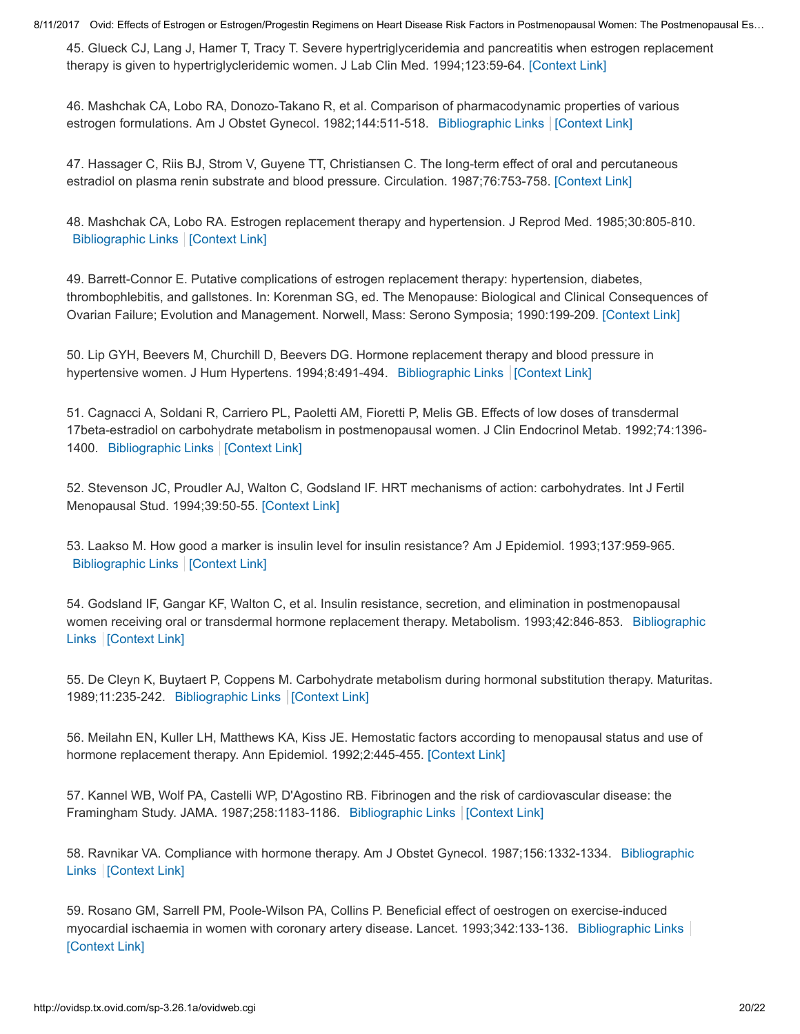45. Glueck CJ, Lang J, Hamer T, Tracy T. Severe hypertriglyceridemia and pancreatitis when estrogen replacement therapy is given to hypertriglyceridemic women. J Lab Clin Med. 1994;123:59-64. [Context Link]

46. Mashchak CA, Lobo RA, Donozo-Takano R, et al. Comparison of pharmacodynamic properties of various estrogen formulations. Am J Obstet Gynecol. 1982;144:511-518. Bibliographic Links | [Context Link]

47. Hassager C, Riis BJ, Strom V, Guyene TT, Christiansen C. The long-term effect of oral and percutaneous estradiol on plasma renin substrate and blood pressure. Circulation. 1987;76:753-758. [Context Link]

48. Mashchak CA, Lobo RA. Estrogen replacement therapy and hypertension. J Reprod Med. 1985;30:805-810. Bibliographic Links | [Context Link]

49. Barrett-Connor E. Putative complications of estrogen replacement therapy: hypertension, diabetes, thrombophlebitis, and gallstones. In: Korenman SG, ed. The Menopause: Biological and Clinical Consequences of Ovarian Failure; Evolution and Management. Norwell, Mass: Serono Symposia; 1990:199-209. [Context Link]

50. Lip GYH, Beevers M, Churchill D, Beevers DG. Hormone replacement therapy and blood pressure in hypertensive women. J Hum Hypertens. 1994;8:491-494. Bibliographic Links | [Context Link]

51. Cagnacci A, Soldani R, Carriero PL, Paoletti AM, Fioretti P, Melis GB. Effects of low doses of transdermal 17beta-estradiol on carbohydrate metabolism in postmenopausal women. J Clin Endocrinol Metab. 1992;74:1396-1400. Bibliographic Links | [Context Link]

52. Stevenson JC, Proudler AJ, Walton C, Godsland IF. HRT mechanisms of action: carbohydrates. Int J Fertil Menopausal Stud. 1994;39:50-55. [Context Link]

53. Laakso M. How good a marker is insulin level for insulin resistance? Am J Epidemiol. 1993;137:959-965. Bibliographic Links | [Context Link]

54. Godsland IF, Gangar KF, Walton C, et al. Insulin resistance, secretion, and elimination in postmenopausal women receiving oral or transdermal hormone replacement therapy. Metabolism. 1993;42:846-853. Bibliographic Links | [Context Link]

55. De Cleyn K, Buytaert P, Coppens M. Carbohydrate metabolism during hormonal substitution therapy. Maturitas. 1989;11:235-242. Bibliographic Links | [Context Link]

56. Meilahn EN, Kuller LH, Matthews KA, Kiss JE. Hemostatic factors according to menopausal status and use of hormone replacement therapy. Ann Epidemiol. 1992;2:445-455. [Context Link]

57. Kannel WB, Wolf PA, Castelli WP, D'Agostino RB. Fibrinogen and the risk of cardiovascular disease: the Framingham Study. JAMA. 1987;258:1183-1186. Bibliographic Links | [Context Link]

58. Ravnikar VA. Compliance with hormone therapy. Am J Obstet Gynecol. 1987;156:1332-1334. Bibliographic Links | [Context Link]

59. Rosano GM, Sarrell PM, Poole-Wilson PA, Collins P. Beneficial effect of oestrogen on exercise-induced myocardial ischaemia in women with coronary artery disease. Lancet. 1993;342:133-136. Bibliographic Links | [Context Link]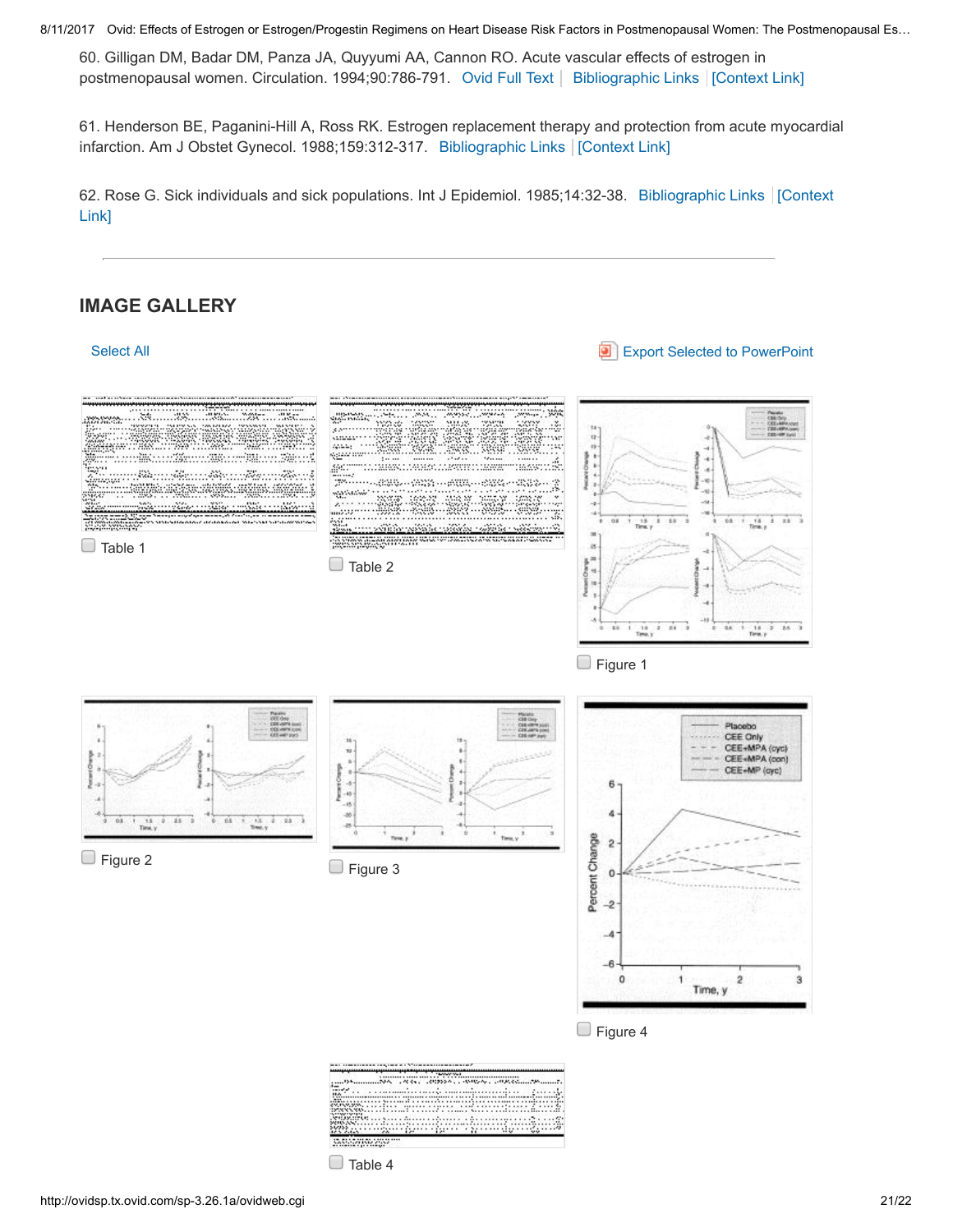60. Gilligan DM, Badar DM, Panza JA, Quyyumi AA, Cannon RO. Acute vascular effects of estrogen in postmenopausal women. Circulation. 1994;90:786-791. Ovid Full Text | Bibliographic Links | [Context Link]

61. Henderson BE, Paganini-Hill A, Ross RK. Estrogen replacement therapy and protection from acute myocardial infarction. Am J Obstet Gynecol. 1988;159:312-317. Bibliographic Links | [Context Link]

62. Rose G. Sick individuals and sick populations. Int J Epidemiol. 1985;14:32-38. Bibliographic Links | [Context Link]

---

## IMAGE GALLERY

Select All

Export Selected to PowerPoint

Table 1

Table 2

Figure 1

Figure 2

Figure 3

Figure 4

Table 4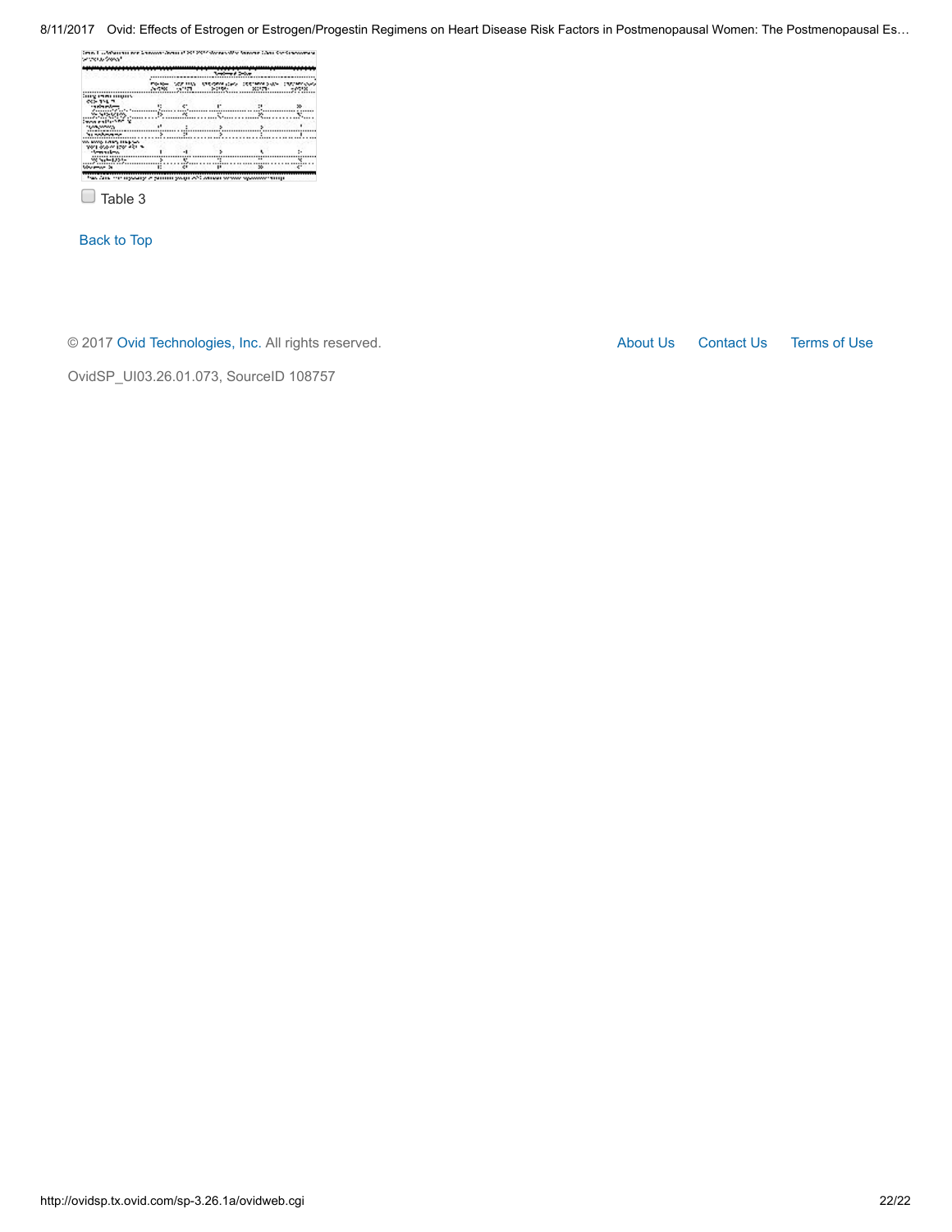Table 3

Back to Top

© 2017 Ovid Technologies, Inc. All rights reserved.

About Us Contact Us Terms of Use

OvidSP_UI03.26.01.073, SourceID 108757